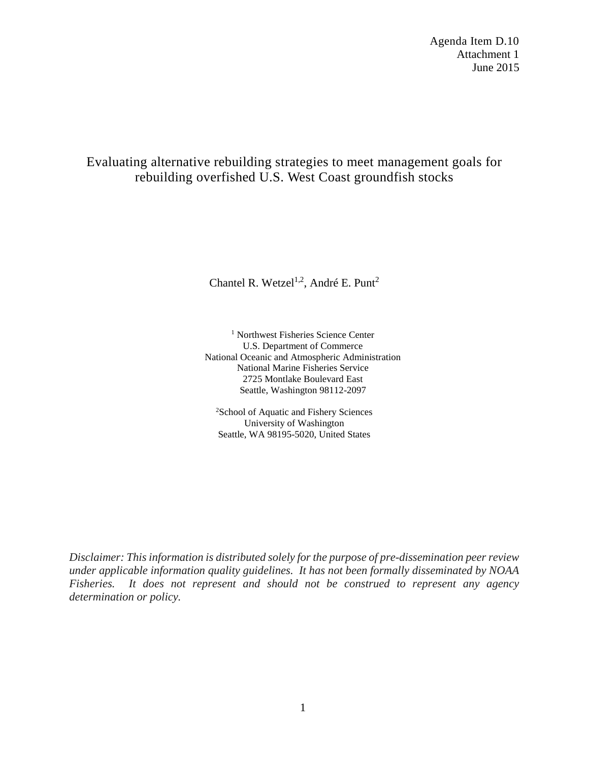Agenda Item D.10
Attachment 1
June 2015

# Evaluating alternative rebuilding strategies to meet management goals for rebuilding overfished U.S. West Coast groundfish stocks

Chantel R. Wetzel[1,2], André E. Punt[2]

[1] Northwest Fisheries Science Center
U.S. Department of Commerce
National Oceanic and Atmospheric Administration
National Marine Fisheries Service
2725 Montlake Boulevard East
Seattle, Washington 98112-2097

[2]School of Aquatic and Fishery Sciences
University of Washington
Seattle, WA 98195-5020, United States

*Disclaimer: This information is distributed solely for the purpose of pre-dissemination peer review under applicable information quality guidelines. It has not been formally disseminated by NOAA Fisheries. It does not represent and should not be construed to represent any agency determination or policy.*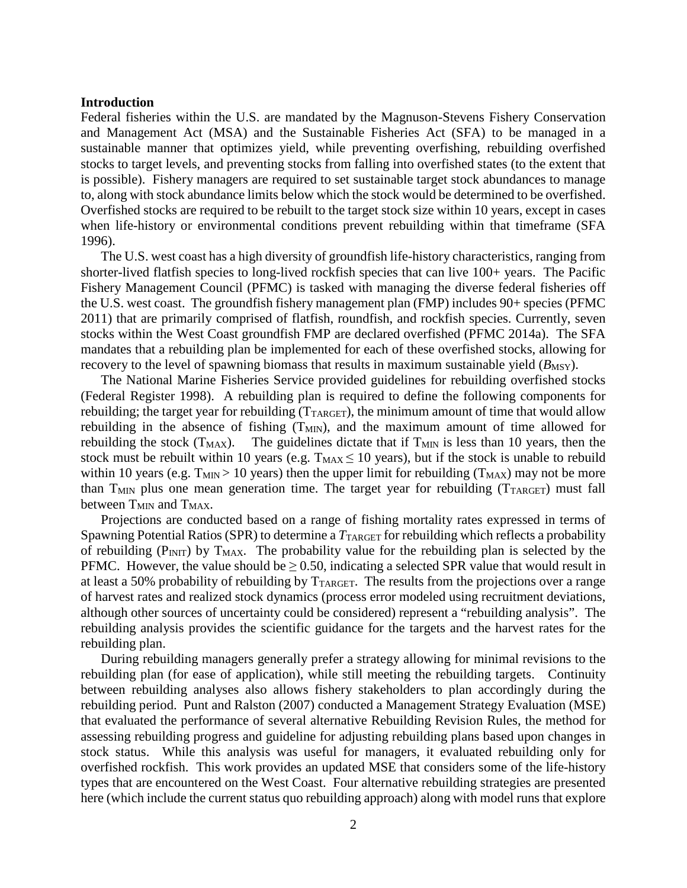**Introduction**

Federal fisheries within the U.S. are mandated by the Magnuson-Stevens Fishery Conservation and Management Act (MSA) and the Sustainable Fisheries Act (SFA) to be managed in a sustainable manner that optimizes yield, while preventing overfishing, rebuilding overfished stocks to target levels, and preventing stocks from falling into overfished states (to the extent that is possible). Fishery managers are required to set sustainable target stock abundances to manage to, along with stock abundance limits below which the stock would be determined to be overfished. Overfished stocks are required to be rebuilt to the target stock size within 10 years, except in cases when life-history or environmental conditions prevent rebuilding within that timeframe (SFA 1996).

The U.S. west coast has a high diversity of groundfish life-history characteristics, ranging from shorter-lived flatfish species to long-lived rockfish species that can live 100+ years. The Pacific Fishery Management Council (PFMC) is tasked with managing the diverse federal fisheries off the U.S. west coast. The groundfish fishery management plan (FMP) includes 90+ species (PFMC 2011) that are primarily comprised of flatfish, roundfish, and rockfish species. Currently, seven stocks within the West Coast groundfish FMP are declared overfished (PFMC 2014a). The SFA mandates that a rebuilding plan be implemented for each of these overfished stocks, allowing for recovery to the level of spawning biomass that results in maximum sustainable yield ($B_{MSY}$).

The National Marine Fisheries Service provided guidelines for rebuilding overfished stocks (Federal Register 1998). A rebuilding plan is required to define the following components for rebuilding; the target year for rebuilding ($T_{TARGET}$), the minimum amount of time that would allow rebuilding in the absence of fishing ($T_{MIN}$), and the maximum amount of time allowed for rebuilding the stock ($T_{MAX}$). The guidelines dictate that if $T_{MIN}$ is less than 10 years, then the stock must be rebuilt within 10 years (e.g. $T_{MAX} \leq 10$ years), but if the stock is unable to rebuild within 10 years (e.g. $T_{MIN} > 10$ years) then the upper limit for rebuilding ($T_{MAX}$) may not be more than $T_{MIN}$ plus one mean generation time. The target year for rebuilding ($T_{TARGET}$) must fall between $T_{MIN}$ and $T_{MAX}$.

Projections are conducted based on a range of fishing mortality rates expressed in terms of Spawning Potential Ratios (SPR) to determine a $T_{TARGET}$ for rebuilding which reflects a probability of rebuilding ($P_{INIT}$) by $T_{MAX}$. The probability value for the rebuilding plan is selected by the PFMC. However, the value should be $\geq 0.50$, indicating a selected SPR value that would result in at least a 50% probability of rebuilding by $T_{TARGET}$. The results from the projections over a range of harvest rates and realized stock dynamics (process error modeled using recruitment deviations, although other sources of uncertainty could be considered) represent a "rebuilding analysis". The rebuilding analysis provides the scientific guidance for the targets and the harvest rates for the rebuilding plan.

During rebuilding managers generally prefer a strategy allowing for minimal revisions to the rebuilding plan (for ease of application), while still meeting the rebuilding targets. Continuity between rebuilding analyses also allows fishery stakeholders to plan accordingly during the rebuilding period. Punt and Ralston (2007) conducted a Management Strategy Evaluation (MSE) that evaluated the performance of several alternative Rebuilding Revision Rules, the method for assessing rebuilding progress and guideline for adjusting rebuilding plans based upon changes in stock status. While this analysis was useful for managers, it evaluated rebuilding only for overfished rockfish. This work provides an updated MSE that considers some of the life-history types that are encountered on the West Coast. Four alternative rebuilding strategies are presented here (which include the current status quo rebuilding approach) along with model runs that explore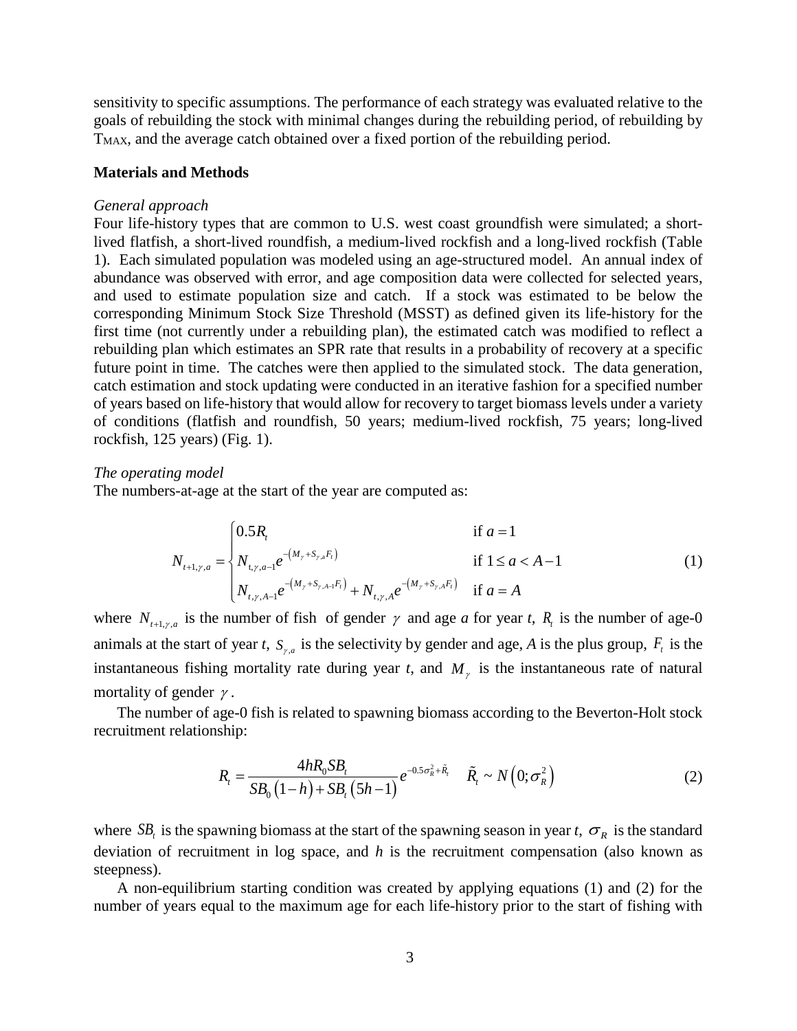sensitivity to specific assumptions. The performance of each strategy was evaluated relative to the goals of rebuilding the stock with minimal changes during the rebuilding period, of rebuilding by $T_{MAX}$, and the average catch obtained over a fixed portion of the rebuilding period.

## Materials and Methods

*General approach*

Four life-history types that are common to U.S. west coast groundfish were simulated; a short-lived flatfish, a short-lived roundfish, a medium-lived rockfish and a long-lived rockfish (Table 1). Each simulated population was modeled using an age-structured model. An annual index of abundance was observed with error, and age composition data were collected for selected years, and used to estimate population size and catch. If a stock was estimated to be below the corresponding Minimum Stock Size Threshold (MSST) as defined given its life-history for the first time (not currently under a rebuilding plan), the estimated catch was modified to reflect a rebuilding plan which estimates an SPR rate that results in a probability of recovery at a specific future point in time. The catches were then applied to the simulated stock. The data generation, catch estimation and stock updating were conducted in an iterative fashion for a specified number of years based on life-history that would allow for recovery to target biomass levels under a variety of conditions (flatfish and roundfish, 50 years; medium-lived rockfish, 75 years; long-lived rockfish, 125 years) (Fig. 1).

*The operating model*

The numbers-at-age at the start of the year are computed as:

$$N_{t+1,\gamma,a} = \begin{cases} 0.5R_t & \text{if } a = 1 \\ N_{t,\gamma,a-1}e^{-\left(M_\gamma + S_{\gamma,a}F_t\right)} & \text{if } 1 \le a < A-1 \\ N_{t,\gamma,A-1}e^{-\left(M_\gamma + S_{\gamma,A-1}F_t\right)} + N_{t,\gamma,A}e^{-\left(M_\gamma + S_{\gamma,A}F_t\right)} & \text{if } a = A \end{cases} \tag{1}$$

where $N_{t+1,\gamma,a}$ is the number of fish of gender $\gamma$ and age *a* for year *t*, $R_t$ is the number of age-0 animals at the start of year *t*, $S_{\gamma,a}$ is the selectivity by gender and age, *A* is the plus group, $F_t$ is the instantaneous fishing mortality rate during year *t*, and $M_\gamma$ is the instantaneous rate of natural mortality of gender $\gamma$.

The number of age-0 fish is related to spawning biomass according to the Beverton-Holt stock recruitment relationship:

$$R_t = \frac{4hR_0SB_t}{SB_0\left(1-h\right)+SB_t\left(5h-1\right)}e^{-0.5\sigma_R^2+\tilde{R}_t} \quad \tilde{R}_t \sim N\left(0;\sigma_R^2\right) \tag{2}$$

where $SB_t$ is the spawning biomass at the start of the spawning season in year *t*, $\sigma_R$ is the standard deviation of recruitment in log space, and *h* is the recruitment compensation (also known as steepness).

A non-equilibrium starting condition was created by applying equations (1) and (2) for the number of years equal to the maximum age for each life-history prior to the start of fishing with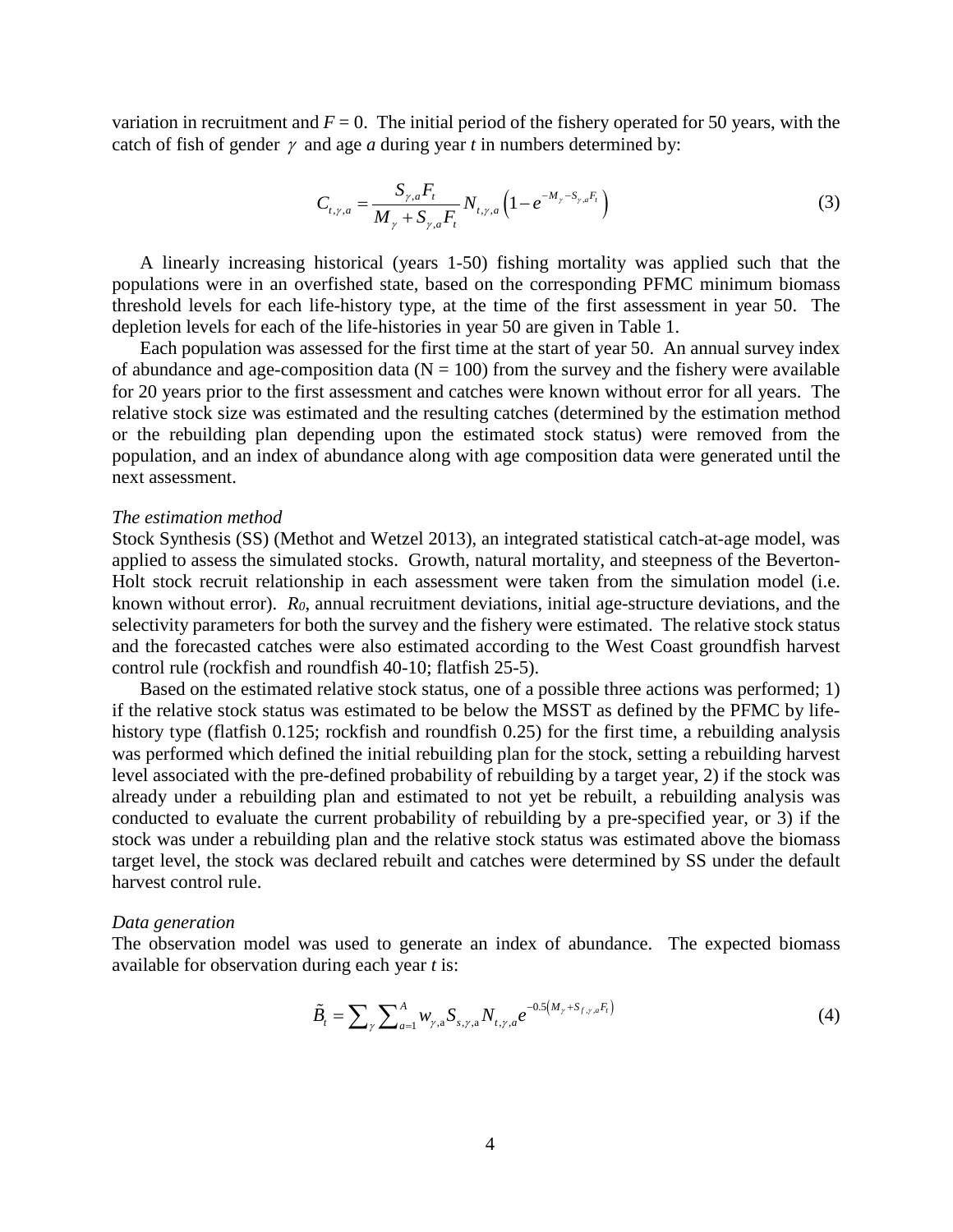variation in recruitment and $F = 0$. The initial period of the fishery operated for 50 years, with the catch of fish of gender $\gamma$ and age $a$ during year $t$ in numbers determined by:

$$C_{t,\gamma,a} = \frac{S_{\gamma,a} F_t}{M_\gamma + S_{\gamma,a} F_t} N_{t,\gamma,a} \left(1 - e^{-M_\gamma - S_{\gamma,a} F_t}\right) \tag{3}$$

A linearly increasing historical (years 1-50) fishing mortality was applied such that the populations were in an overfished state, based on the corresponding PFMC minimum biomass threshold levels for each life-history type, at the time of the first assessment in year 50. The depletion levels for each of the life-histories in year 50 are given in Table 1.

Each population was assessed for the first time at the start of year 50. An annual survey index of abundance and age-composition data (N = 100) from the survey and the fishery were available for 20 years prior to the first assessment and catches were known without error for all years. The relative stock size was estimated and the resulting catches (determined by the estimation method or the rebuilding plan depending upon the estimated stock status) were removed from the population, and an index of abundance along with age composition data were generated until the next assessment.

*The estimation method*

Stock Synthesis (SS) (Methot and Wetzel 2013), an integrated statistical catch-at-age model, was applied to assess the simulated stocks. Growth, natural mortality, and steepness of the Beverton-Holt stock recruit relationship in each assessment were taken from the simulation model (i.e. known without error). $R_0$, annual recruitment deviations, initial age-structure deviations, and the selectivity parameters for both the survey and the fishery were estimated. The relative stock status and the forecasted catches were also estimated according to the West Coast groundfish harvest control rule (rockfish and roundfish 40-10; flatfish 25-5).

Based on the estimated relative stock status, one of a possible three actions was performed; 1) if the relative stock status was estimated to be below the MSST as defined by the PFMC by life-history type (flatfish 0.125; rockfish and roundfish 0.25) for the first time, a rebuilding analysis was performed which defined the initial rebuilding plan for the stock, setting a rebuilding harvest level associated with the pre-defined probability of rebuilding by a target year, 2) if the stock was already under a rebuilding plan and estimated to not yet be rebuilt, a rebuilding analysis was conducted to evaluate the current probability of rebuilding by a pre-specified year, or 3) if the stock was under a rebuilding plan and the relative stock status was estimated above the biomass target level, the stock was declared rebuilt and catches were determined by SS under the default harvest control rule.

*Data generation*

The observation model was used to generate an index of abundance. The expected biomass available for observation during each year $t$ is:

$$\tilde{B}_t = \sum_\gamma \sum_{a=1}^{A} w_{\gamma,a} S_{s,\gamma,a} N_{t,\gamma,a} e^{-0.5\left(M_\gamma + S_{f,\gamma,a} F_t\right)} \tag{4}$$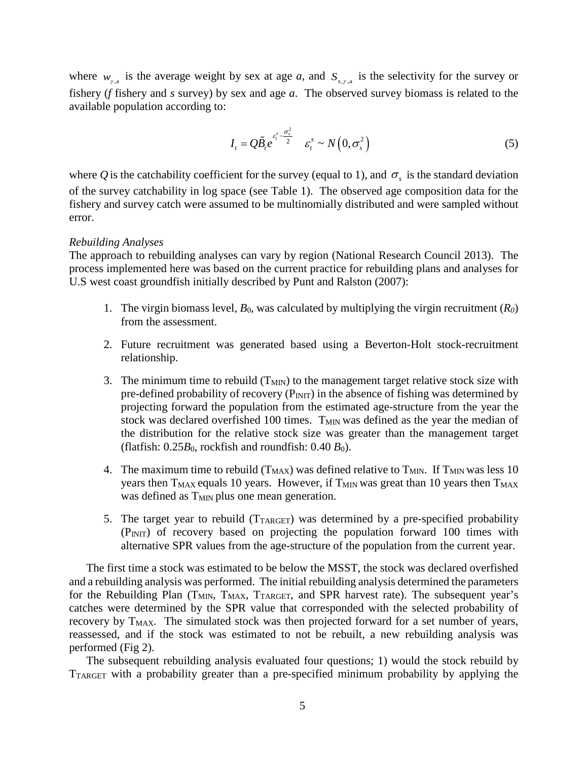where $w_{\gamma,a}$ is the average weight by sex at age *a*, and $S_{s,\gamma,a}$ is the selectivity for the survey or fishery (*f* fishery and *s* survey) by sex and age *a*. The observed survey biomass is related to the available population according to:

$$I_t = Q\tilde{B}_t e^{\varepsilon_t^s - \frac{\sigma_s^2}{2}} \quad \varepsilon_t^s \sim N\left(0, \sigma_s^2\right) \tag{5}$$

where $Q$ is the catchability coefficient for the survey (equal to 1), and $\sigma_s$ is the standard deviation of the survey catchability in log space (see Table 1). The observed age composition data for the fishery and survey catch were assumed to be multinomially distributed and were sampled without error.

*Rebuilding Analyses*

The approach to rebuilding analyses can vary by region (National Research Council 2013). The process implemented here was based on the current practice for rebuilding plans and analyses for U.S west coast groundfish initially described by Punt and Ralston (2007):

1. The virgin biomass level, $B_0$, was calculated by multiplying the virgin recruitment ($R_0$) from the assessment.
2. Future recruitment was generated based using a Beverton-Holt stock-recruitment relationship.
3. The minimum time to rebuild ($T_{MIN}$) to the management target relative stock size with pre-defined probability of recovery ($P_{INIT}$) in the absence of fishing was determined by projecting forward the population from the estimated age-structure from the year the stock was declared overfished 100 times. $T_{MIN}$ was defined as the year the median of the distribution for the relative stock size was greater than the management target (flatfish: $0.25B_0$, rockfish and roundfish: $0.40\ B_0$).
4. The maximum time to rebuild ($T_{MAX}$) was defined relative to $T_{MIN}$. If $T_{MIN}$ was less 10 years then $T_{MAX}$ equals 10 years. However, if $T_{MIN}$ was great than 10 years then $T_{MAX}$ was defined as $T_{MIN}$ plus one mean generation.
5. The target year to rebuild ($T_{TARGET}$) was determined by a pre-specified probability ($P_{INIT}$) of recovery based on projecting the population forward 100 times with alternative SPR values from the age-structure of the population from the current year.

The first time a stock was estimated to be below the MSST, the stock was declared overfished and a rebuilding analysis was performed. The initial rebuilding analysis determined the parameters for the Rebuilding Plan ($T_{MIN}$, $T_{MAX}$, $T_{TARGET}$, and SPR harvest rate). The subsequent year's catches were determined by the SPR value that corresponded with the selected probability of recovery by $T_{MAX}$. The simulated stock was then projected forward for a set number of years, reassessed, and if the stock was estimated to not be rebuilt, a new rebuilding analysis was performed (Fig 2).

The subsequent rebuilding analysis evaluated four questions; 1) would the stock rebuild by $T_{TARGET}$ with a probability greater than a pre-specified minimum probability by applying the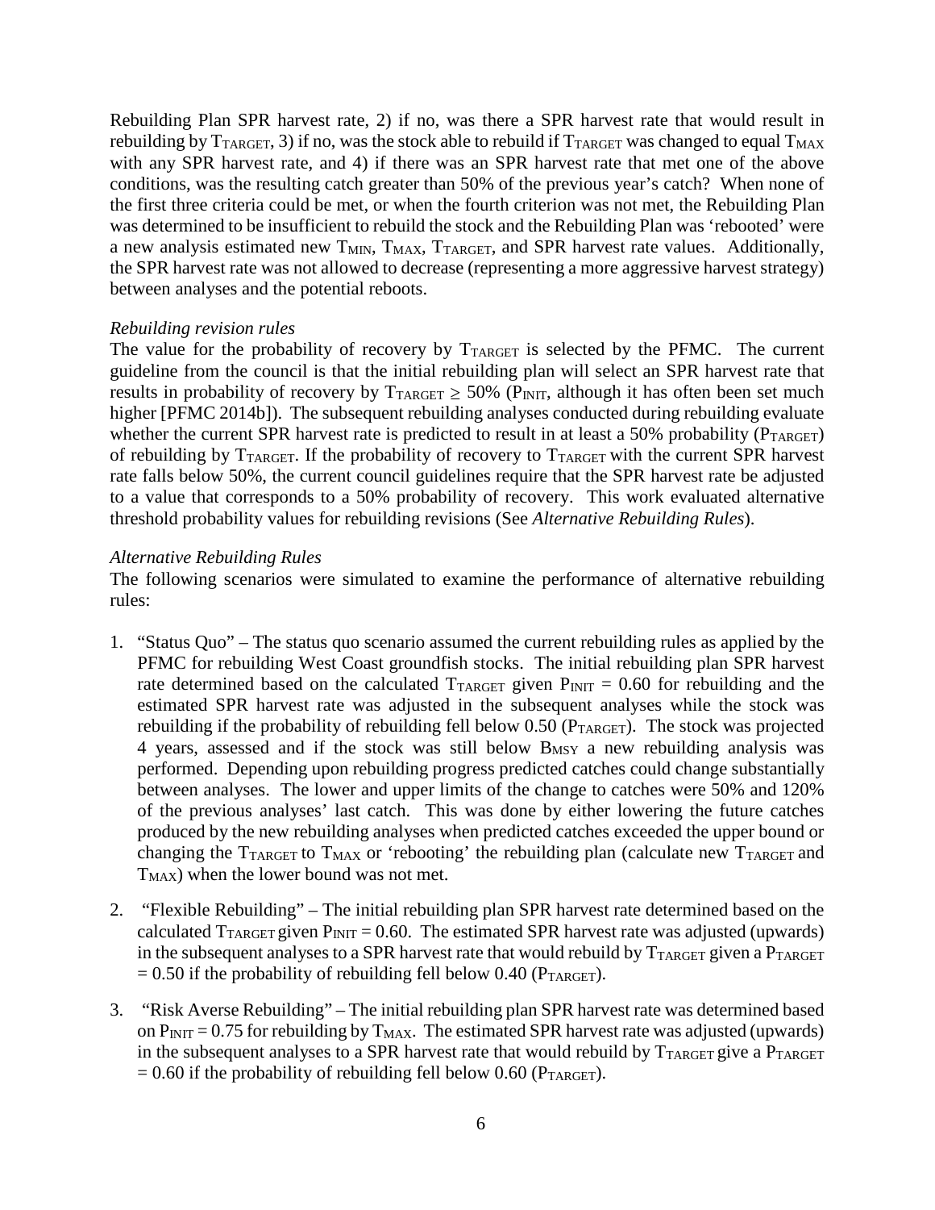Rebuilding Plan SPR harvest rate, 2) if no, was there a SPR harvest rate that would result in rebuilding by $T_{TARGET}$, 3) if no, was the stock able to rebuild if $T_{TARGET}$ was changed to equal $T_{MAX}$ with any SPR harvest rate, and 4) if there was an SPR harvest rate that met one of the above conditions, was the resulting catch greater than 50% of the previous year's catch? When none of the first three criteria could be met, or when the fourth criterion was not met, the Rebuilding Plan was determined to be insufficient to rebuild the stock and the Rebuilding Plan was 'rebooted' were a new analysis estimated new $T_{MIN}$, $T_{MAX}$, $T_{TARGET}$, and SPR harvest rate values. Additionally, the SPR harvest rate was not allowed to decrease (representing a more aggressive harvest strategy) between analyses and the potential reboots.

*Rebuilding revision rules*

The value for the probability of recovery by $T_{TARGET}$ is selected by the PFMC. The current guideline from the council is that the initial rebuilding plan will select an SPR harvest rate that results in probability of recovery by $T_{TARGET} \geq 50\%$ ($P_{INIT}$, although it has often been set much higher [PFMC 2014b]). The subsequent rebuilding analyses conducted during rebuilding evaluate whether the current SPR harvest rate is predicted to result in at least a 50% probability ($P_{TARGET}$) of rebuilding by $T_{TARGET}$. If the probability of recovery to $T_{TARGET}$ with the current SPR harvest rate falls below 50%, the current council guidelines require that the SPR harvest rate be adjusted to a value that corresponds to a 50% probability of recovery. This work evaluated alternative threshold probability values for rebuilding revisions (See *Alternative Rebuilding Rules*).

*Alternative Rebuilding Rules*

The following scenarios were simulated to examine the performance of alternative rebuilding rules:

1. "Status Quo" – The status quo scenario assumed the current rebuilding rules as applied by the PFMC for rebuilding West Coast groundfish stocks. The initial rebuilding plan SPR harvest rate determined based on the calculated $T_{TARGET}$ given $P_{INIT} = 0.60$ for rebuilding and the estimated SPR harvest rate was adjusted in the subsequent analyses while the stock was rebuilding if the probability of rebuilding fell below 0.50 ($P_{TARGET}$). The stock was projected 4 years, assessed and if the stock was still below $B_{MSY}$ a new rebuilding analysis was performed. Depending upon rebuilding progress predicted catches could change substantially between analyses. The lower and upper limits of the change to catches were 50% and 120% of the previous analyses' last catch. This was done by either lowering the future catches produced by the new rebuilding analyses when predicted catches exceeded the upper bound or changing the $T_{TARGET}$ to $T_{MAX}$ or 'rebooting' the rebuilding plan (calculate new $T_{TARGET}$ and $T_{MAX}$) when the lower bound was not met.

2. "Flexible Rebuilding" – The initial rebuilding plan SPR harvest rate determined based on the calculated $T_{TARGET}$ given $P_{INIT} = 0.60$. The estimated SPR harvest rate was adjusted (upwards) in the subsequent analyses to a SPR harvest rate that would rebuild by $T_{TARGET}$ given a $P_{TARGET} = 0.50$ if the probability of rebuilding fell below 0.40 ($P_{TARGET}$).

3. "Risk Averse Rebuilding" – The initial rebuilding plan SPR harvest rate was determined based on $P_{INIT} = 0.75$ for rebuilding by $T_{MAX}$. The estimated SPR harvest rate was adjusted (upwards) in the subsequent analyses to a SPR harvest rate that would rebuild by $T_{TARGET}$ give a $P_{TARGET} = 0.60$ if the probability of rebuilding fell below 0.60 ($P_{TARGET}$).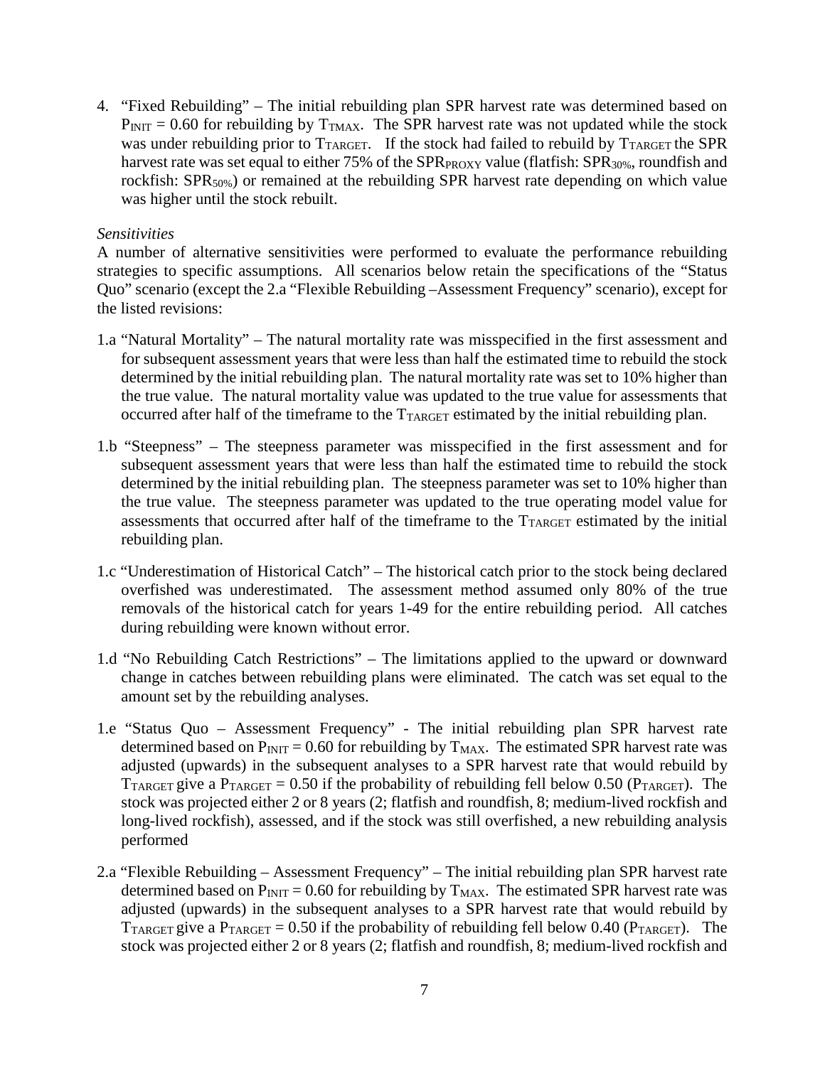4. "Fixed Rebuilding" – The initial rebuilding plan SPR harvest rate was determined based on $P_{INIT} = 0.60$ for rebuilding by $T_{TMAX}$. The SPR harvest rate was not updated while the stock was under rebuilding prior to $T_{TARGET}$. If the stock had failed to rebuild by $T_{TARGET}$ the SPR harvest rate was set equal to either 75% of the $SPR_{PROXY}$ value (flatfish: $SPR_{30\%}$, roundfish and rockfish: $SPR_{50\%}$) or remained at the rebuilding SPR harvest rate depending on which value was higher until the stock rebuilt.

*Sensitivities*

A number of alternative sensitivities were performed to evaluate the performance rebuilding strategies to specific assumptions. All scenarios below retain the specifications of the "Status Quo" scenario (except the 2.a "Flexible Rebuilding –Assessment Frequency" scenario), except for the listed revisions:

1.a "Natural Mortality" – The natural mortality rate was misspecified in the first assessment and for subsequent assessment years that were less than half the estimated time to rebuild the stock determined by the initial rebuilding plan. The natural mortality rate was set to 10% higher than the true value. The natural mortality value was updated to the true value for assessments that occurred after half of the timeframe to the $T_{TARGET}$ estimated by the initial rebuilding plan.

1.b "Steepness" – The steepness parameter was misspecified in the first assessment and for subsequent assessment years that were less than half the estimated time to rebuild the stock determined by the initial rebuilding plan. The steepness parameter was set to 10% higher than the true value. The steepness parameter was updated to the true operating model value for assessments that occurred after half of the timeframe to the $T_{TARGET}$ estimated by the initial rebuilding plan.

1.c "Underestimation of Historical Catch" – The historical catch prior to the stock being declared overfished was underestimated. The assessment method assumed only 80% of the true removals of the historical catch for years 1-49 for the entire rebuilding period. All catches during rebuilding were known without error.

1.d "No Rebuilding Catch Restrictions" – The limitations applied to the upward or downward change in catches between rebuilding plans were eliminated. The catch was set equal to the amount set by the rebuilding analyses.

1.e "Status Quo – Assessment Frequency" - The initial rebuilding plan SPR harvest rate determined based on $P_{INIT} = 0.60$ for rebuilding by $T_{MAX}$. The estimated SPR harvest rate was adjusted (upwards) in the subsequent analyses to a SPR harvest rate that would rebuild by $T_{TARGET}$ give a $P_{TARGET} = 0.50$ if the probability of rebuilding fell below 0.50 ($P_{TARGET}$). The stock was projected either 2 or 8 years (2; flatfish and roundfish, 8; medium-lived rockfish and long-lived rockfish), assessed, and if the stock was still overfished, a new rebuilding analysis performed

2.a "Flexible Rebuilding – Assessment Frequency" – The initial rebuilding plan SPR harvest rate determined based on $P_{INIT} = 0.60$ for rebuilding by $T_{MAX}$. The estimated SPR harvest rate was adjusted (upwards) in the subsequent analyses to a SPR harvest rate that would rebuild by $T_{TARGET}$ give a $P_{TARGET} = 0.50$ if the probability of rebuilding fell below 0.40 ($P_{TARGET}$). The stock was projected either 2 or 8 years (2; flatfish and roundfish, 8; medium-lived rockfish and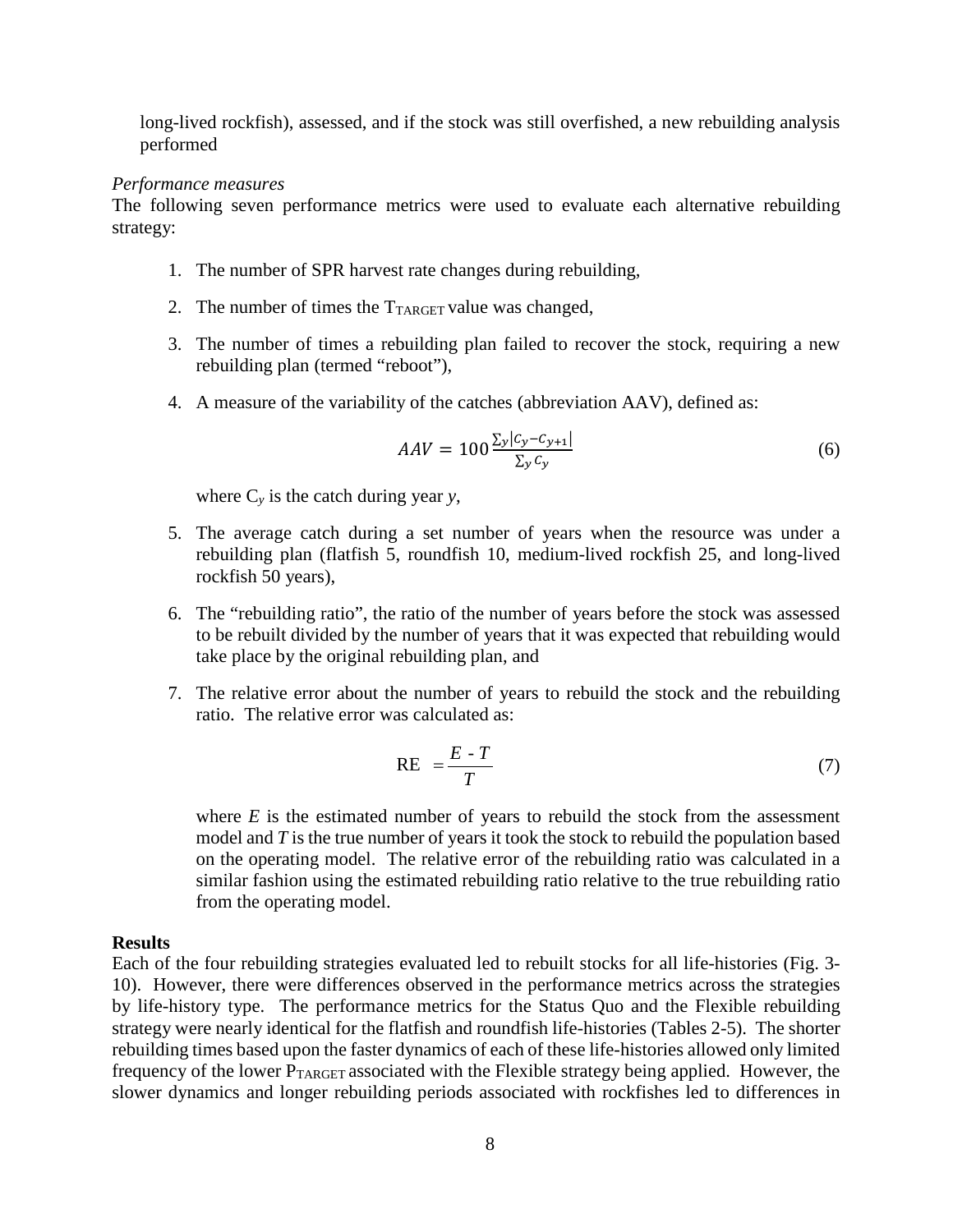long-lived rockfish), assessed, and if the stock was still overfished, a new rebuilding analysis performed

*Performance measures*

The following seven performance metrics were used to evaluate each alternative rebuilding strategy:

1. The number of SPR harvest rate changes during rebuilding,

2. The number of times the $T_{TARGET}$ value was changed,

3. The number of times a rebuilding plan failed to recover the stock, requiring a new rebuilding plan (termed "reboot"),

4. A measure of the variability of the catches (abbreviation AAV), defined as:

$$AAV = 100 \frac{\sum_y |C_y - C_{y+1}|}{\sum_y C_y} \tag{6}$$

   where $C_y$ is the catch during year $y$,

5. The average catch during a set number of years when the resource was under a rebuilding plan (flatfish 5, roundfish 10, medium-lived rockfish 25, and long-lived rockfish 50 years),

6. The "rebuilding ratio", the ratio of the number of years before the stock was assessed to be rebuilt divided by the number of years that it was expected that rebuilding would take place by the original rebuilding plan, and

7. The relative error about the number of years to rebuild the stock and the rebuilding ratio. The relative error was calculated as:

$$\text{RE} = \frac{E - T}{T} \tag{7}$$

   where $E$ is the estimated number of years to rebuild the stock from the assessment model and $T$ is the true number of years it took the stock to rebuild the population based on the operating model. The relative error of the rebuilding ratio was calculated in a similar fashion using the estimated rebuilding ratio relative to the true rebuilding ratio from the operating model.

**Results**

Each of the four rebuilding strategies evaluated led to rebuilt stocks for all life-histories (Fig. 3-10). However, there were differences observed in the performance metrics across the strategies by life-history type. The performance metrics for the Status Quo and the Flexible rebuilding strategy were nearly identical for the flatfish and roundfish life-histories (Tables 2-5). The shorter rebuilding times based upon the faster dynamics of each of these life-histories allowed only limited frequency of the lower $P_{TARGET}$ associated with the Flexible strategy being applied. However, the slower dynamics and longer rebuilding periods associated with rockfishes led to differences in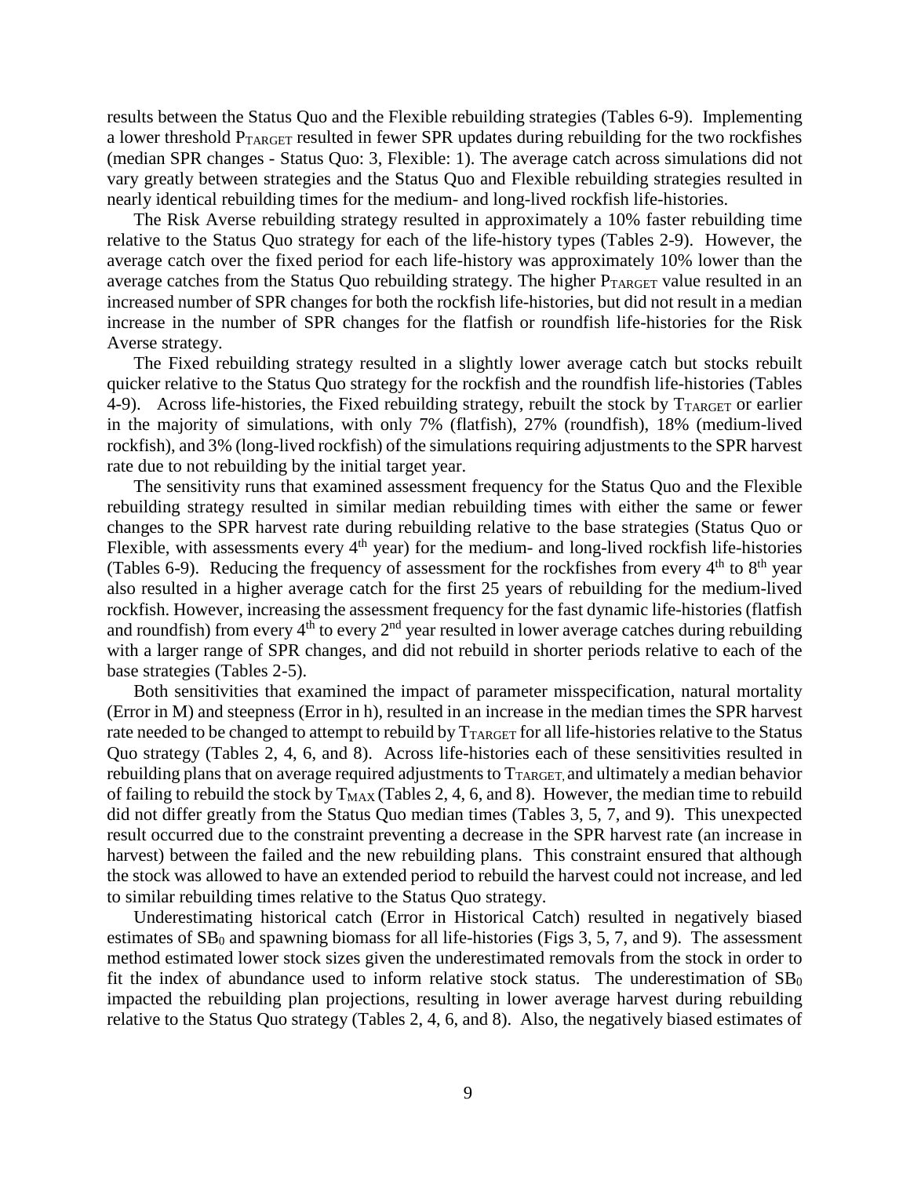results between the Status Quo and the Flexible rebuilding strategies (Tables 6-9). Implementing a lower threshold $P_{TARGET}$ resulted in fewer SPR updates during rebuilding for the two rockfishes (median SPR changes - Status Quo: 3, Flexible: 1). The average catch across simulations did not vary greatly between strategies and the Status Quo and Flexible rebuilding strategies resulted in nearly identical rebuilding times for the medium- and long-lived rockfish life-histories.

The Risk Averse rebuilding strategy resulted in approximately a 10% faster rebuilding time relative to the Status Quo strategy for each of the life-history types (Tables 2-9). However, the average catch over the fixed period for each life-history was approximately 10% lower than the average catches from the Status Quo rebuilding strategy. The higher $P_{TARGET}$ value resulted in an increased number of SPR changes for both the rockfish life-histories, but did not result in a median increase in the number of SPR changes for the flatfish or roundfish life-histories for the Risk Averse strategy.

The Fixed rebuilding strategy resulted in a slightly lower average catch but stocks rebuilt quicker relative to the Status Quo strategy for the rockfish and the roundfish life-histories (Tables 4-9). Across life-histories, the Fixed rebuilding strategy, rebuilt the stock by $T_{TARGET}$ or earlier in the majority of simulations, with only 7% (flatfish), 27% (roundfish), 18% (medium-lived rockfish), and 3% (long-lived rockfish) of the simulations requiring adjustments to the SPR harvest rate due to not rebuilding by the initial target year.

The sensitivity runs that examined assessment frequency for the Status Quo and the Flexible rebuilding strategy resulted in similar median rebuilding times with either the same or fewer changes to the SPR harvest rate during rebuilding relative to the base strategies (Status Quo or Flexible, with assessments every 4th year) for the medium- and long-lived rockfish life-histories (Tables 6-9). Reducing the frequency of assessment for the rockfishes from every 4th to 8th year also resulted in a higher average catch for the first 25 years of rebuilding for the medium-lived rockfish. However, increasing the assessment frequency for the fast dynamic life-histories (flatfish and roundfish) from every 4th to every 2nd year resulted in lower average catches during rebuilding with a larger range of SPR changes, and did not rebuild in shorter periods relative to each of the base strategies (Tables 2-5).

Both sensitivities that examined the impact of parameter misspecification, natural mortality (Error in M) and steepness (Error in h), resulted in an increase in the median times the SPR harvest rate needed to be changed to attempt to rebuild by $T_{TARGET}$ for all life-histories relative to the Status Quo strategy (Tables 2, 4, 6, and 8). Across life-histories each of these sensitivities resulted in rebuilding plans that on average required adjustments to $T_{TARGET}$, and ultimately a median behavior of failing to rebuild the stock by $T_{MAX}$ (Tables 2, 4, 6, and 8). However, the median time to rebuild did not differ greatly from the Status Quo median times (Tables 3, 5, 7, and 9). This unexpected result occurred due to the constraint preventing a decrease in the SPR harvest rate (an increase in harvest) between the failed and the new rebuilding plans. This constraint ensured that although the stock was allowed to have an extended period to rebuild the harvest could not increase, and led to similar rebuilding times relative to the Status Quo strategy.

Underestimating historical catch (Error in Historical Catch) resulted in negatively biased estimates of $SB_0$ and spawning biomass for all life-histories (Figs 3, 5, 7, and 9). The assessment method estimated lower stock sizes given the underestimated removals from the stock in order to fit the index of abundance used to inform relative stock status. The underestimation of $SB_0$ impacted the rebuilding plan projections, resulting in lower average harvest during rebuilding relative to the Status Quo strategy (Tables 2, 4, 6, and 8). Also, the negatively biased estimates of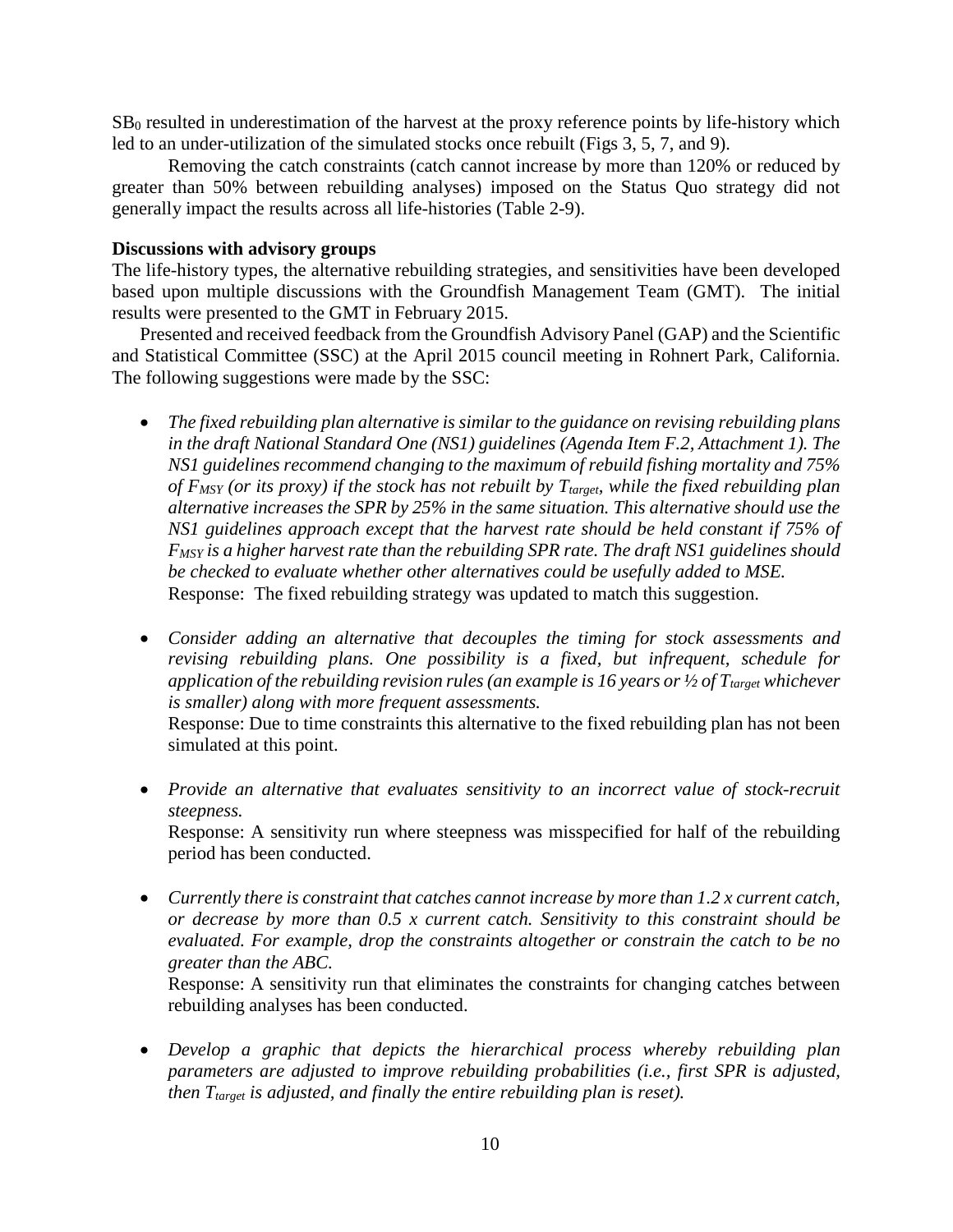$SB_0$ resulted in underestimation of the harvest at the proxy reference points by life-history which led to an under-utilization of the simulated stocks once rebuilt (Figs 3, 5, 7, and 9).

Removing the catch constraints (catch cannot increase by more than 120% or reduced by greater than 50% between rebuilding analyses) imposed on the Status Quo strategy did not generally impact the results across all life-histories (Table 2-9).

**Discussions with advisory groups**

The life-history types, the alternative rebuilding strategies, and sensitivities have been developed based upon multiple discussions with the Groundfish Management Team (GMT). The initial results were presented to the GMT in February 2015.

Presented and received feedback from the Groundfish Advisory Panel (GAP) and the Scientific and Statistical Committee (SSC) at the April 2015 council meeting in Rohnert Park, California. The following suggestions were made by the SSC:

- *The fixed rebuilding plan alternative is similar to the guidance on revising rebuilding plans in the draft National Standard One (NS1) guidelines (Agenda Item F.2, Attachment 1). The NS1 guidelines recommend changing to the maximum of rebuild fishing mortality and 75% of $F_{MSY}$ (or its proxy) if the stock has not rebuilt by $T_{target}$, while the fixed rebuilding plan alternative increases the SPR by 25% in the same situation. This alternative should use the NS1 guidelines approach except that the harvest rate should be held constant if 75% of $F_{MSY}$ is a higher harvest rate than the rebuilding SPR rate. The draft NS1 guidelines should be checked to evaluate whether other alternatives could be usefully added to MSE.*
  Response: The fixed rebuilding strategy was updated to match this suggestion.

- *Consider adding an alternative that decouples the timing for stock assessments and revising rebuilding plans. One possibility is a fixed, but infrequent, schedule for application of the rebuilding revision rules (an example is 16 years or ½ of $T_{target}$ whichever is smaller) along with more frequent assessments.*
  Response: Due to time constraints this alternative to the fixed rebuilding plan has not been simulated at this point.

- *Provide an alternative that evaluates sensitivity to an incorrect value of stock-recruit steepness.*
  Response: A sensitivity run where steepness was misspecified for half of the rebuilding period has been conducted.

- *Currently there is constraint that catches cannot increase by more than 1.2 x current catch, or decrease by more than 0.5 x current catch. Sensitivity to this constraint should be evaluated. For example, drop the constraints altogether or constrain the catch to be no greater than the ABC.*
  Response: A sensitivity run that eliminates the constraints for changing catches between rebuilding analyses has been conducted.

- *Develop a graphic that depicts the hierarchical process whereby rebuilding plan parameters are adjusted to improve rebuilding probabilities (i.e., first SPR is adjusted, then $T_{target}$ is adjusted, and finally the entire rebuilding plan is reset).*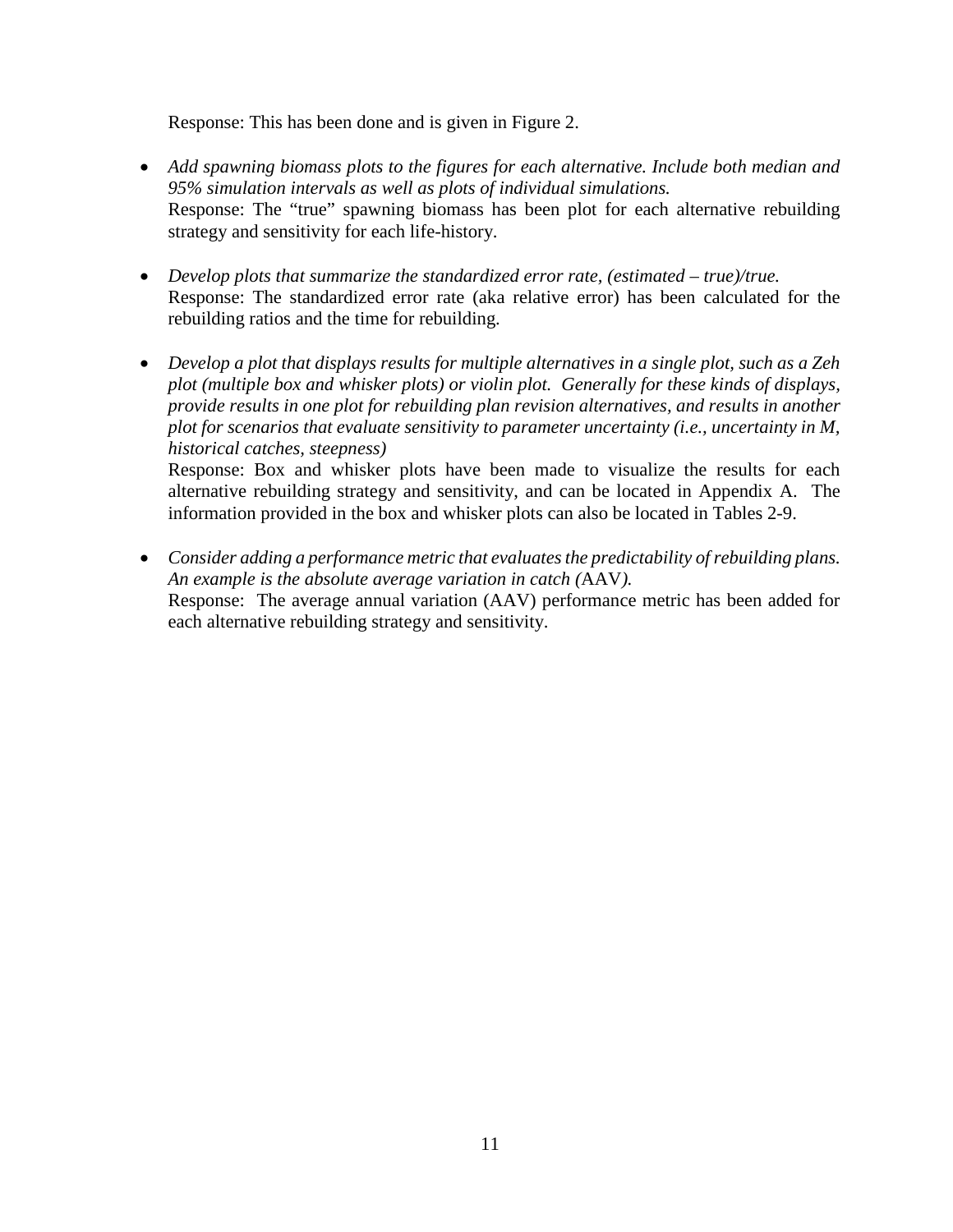Response: This has been done and is given in Figure 2.

- *Add spawning biomass plots to the figures for each alternative. Include both median and 95% simulation intervals as well as plots of individual simulations.*
  Response: The "true" spawning biomass has been plot for each alternative rebuilding strategy and sensitivity for each life-history.

- *Develop plots that summarize the standardized error rate, (estimated – true)/true.*
  Response: The standardized error rate (aka relative error) has been calculated for the rebuilding ratios and the time for rebuilding.

- *Develop a plot that displays results for multiple alternatives in a single plot, such as a Zeh plot (multiple box and whisker plots) or violin plot. Generally for these kinds of displays, provide results in one plot for rebuilding plan revision alternatives, and results in another plot for scenarios that evaluate sensitivity to parameter uncertainty (i.e., uncertainty in M, historical catches, steepness)*
  Response: Box and whisker plots have been made to visualize the results for each alternative rebuilding strategy and sensitivity, and can be located in Appendix A. The information provided in the box and whisker plots can also be located in Tables 2-9.

- *Consider adding a performance metric that evaluates the predictability of rebuilding plans. An example is the absolute average variation in catch (*AAV*).*
  Response: The average annual variation (AAV) performance metric has been added for each alternative rebuilding strategy and sensitivity.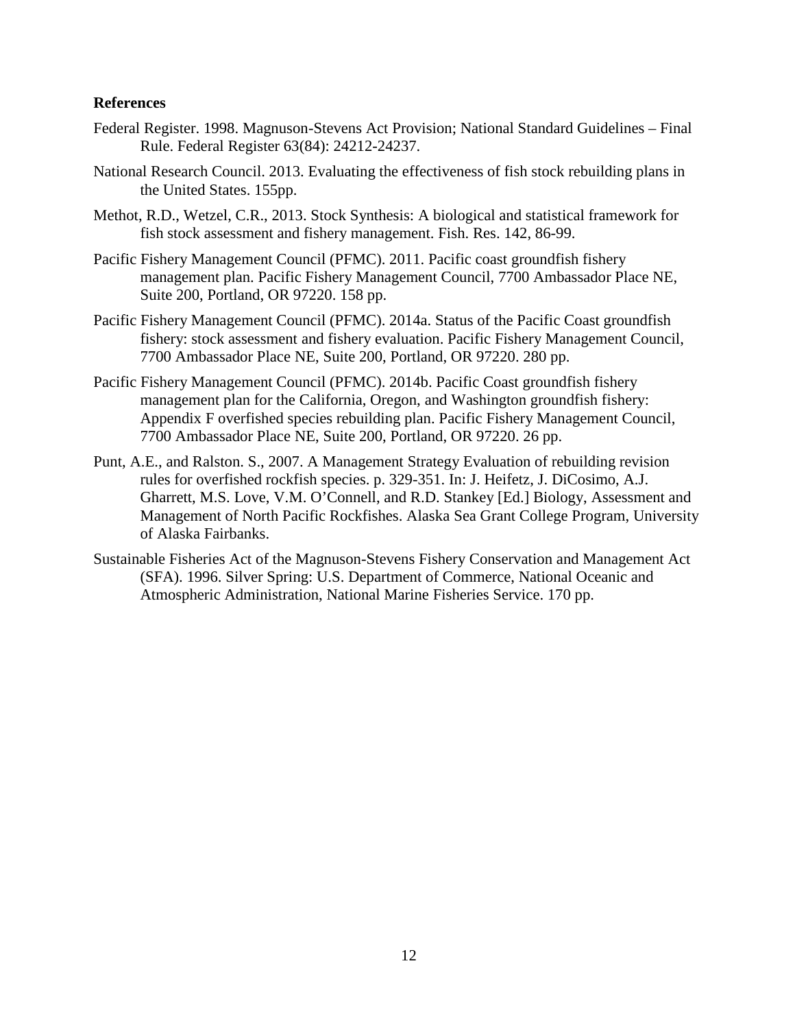**References**

Federal Register. 1998. Magnuson-Stevens Act Provision; National Standard Guidelines – Final Rule. Federal Register 63(84): 24212-24237.

National Research Council. 2013. Evaluating the effectiveness of fish stock rebuilding plans in the United States. 155pp.

Methot, R.D., Wetzel, C.R., 2013. Stock Synthesis: A biological and statistical framework for fish stock assessment and fishery management. Fish. Res. 142, 86-99.

Pacific Fishery Management Council (PFMC). 2011. Pacific coast groundfish fishery management plan. Pacific Fishery Management Council, 7700 Ambassador Place NE, Suite 200, Portland, OR 97220. 158 pp.

Pacific Fishery Management Council (PFMC). 2014a. Status of the Pacific Coast groundfish fishery: stock assessment and fishery evaluation. Pacific Fishery Management Council, 7700 Ambassador Place NE, Suite 200, Portland, OR 97220. 280 pp.

Pacific Fishery Management Council (PFMC). 2014b. Pacific Coast groundfish fishery management plan for the California, Oregon, and Washington groundfish fishery: Appendix F overfished species rebuilding plan. Pacific Fishery Management Council, 7700 Ambassador Place NE, Suite 200, Portland, OR 97220. 26 pp.

Punt, A.E., and Ralston. S., 2007. A Management Strategy Evaluation of rebuilding revision rules for overfished rockfish species. p. 329-351. In: J. Heifetz, J. DiCosimo, A.J. Gharrett, M.S. Love, V.M. O'Connell, and R.D. Stankey [Ed.] Biology, Assessment and Management of North Pacific Rockfishes. Alaska Sea Grant College Program, University of Alaska Fairbanks.

Sustainable Fisheries Act of the Magnuson-Stevens Fishery Conservation and Management Act (SFA). 1996. Silver Spring: U.S. Department of Commerce, National Oceanic and Atmospheric Administration, National Marine Fisheries Service. 170 pp.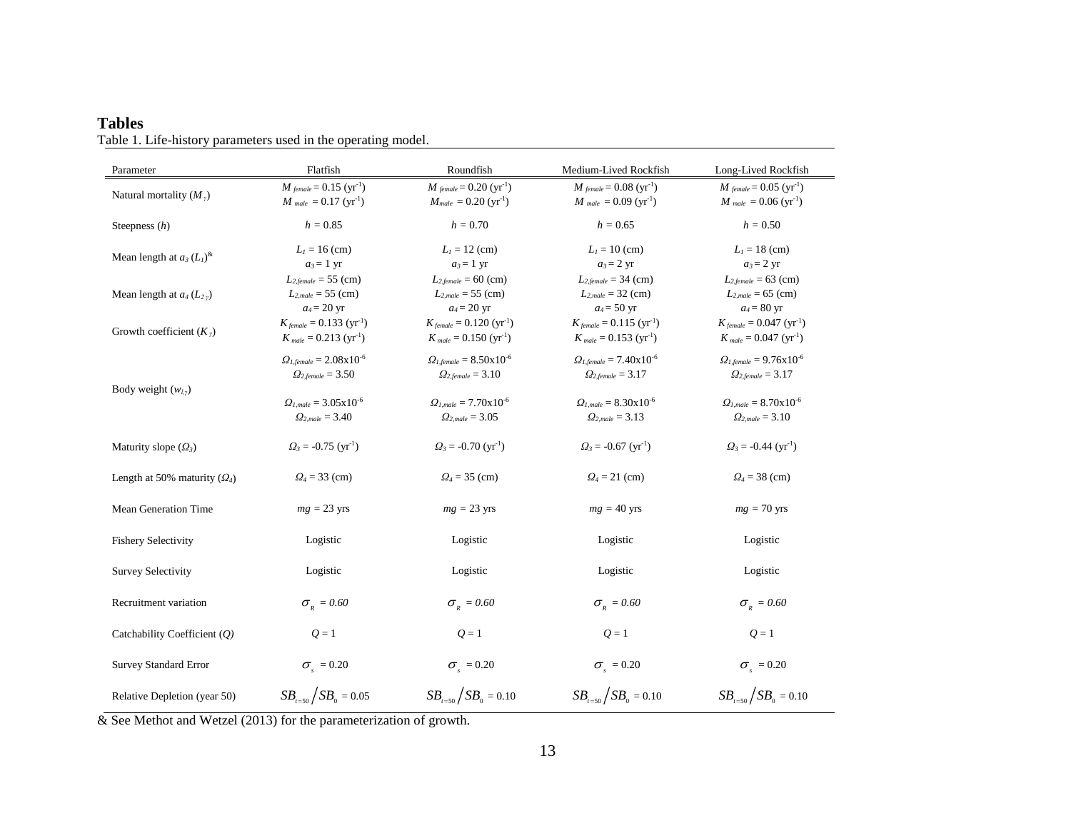# Tables

Table 1. Life-history parameters used in the operating model.

| Parameter | Flatfish | Roundfish | Medium-Lived Rockfish | Long-Lived Rockfish |
|---|---|---|---|---|
| Natural mortality ($M_\gamma$) | $M_{female} = 0.15$ (yr$^{-1}$) $M_{male} = 0.17$ (yr$^{-1}$) | $M_{female} = 0.20$ (yr$^{-1}$) $M_{male} = 0.20$ (yr$^{-1}$) | $M_{female} = 0.08$ (yr$^{-1}$) $M_{male} = 0.09$ (yr$^{-1}$) | $M_{female} = 0.05$ (yr$^{-1}$) $M_{male} = 0.06$ (yr$^{-1}$) |
| Steepness ($h$) | $h = 0.85$ | $h = 0.70$ | $h = 0.65$ | $h = 0.50$ |
| Mean length at $a_3$ ($L_1$)[&] | $L_1 = 16$ (cm) $a_3 = 1$ yr | $L_1 = 12$ (cm) $a_3 = 1$ yr | $L_1 = 10$ (cm) $a_3 = 2$ yr | $L_1 = 18$ (cm) $a_3 = 2$ yr |
| Mean length at $a_4$ ($L_{2\gamma}$) | $L_{2,female} = 55$ (cm) $L_{2,male} = 55$ (cm) $a_4 = 20$ yr | $L_{2,female} = 60$ (cm) $L_{2,male} = 55$ (cm) $a_4 = 20$ yr | $L_{2,female} = 34$ (cm) $L_{2,male} = 32$ (cm) $a_4 = 50$ yr | $L_{2,female} = 63$ (cm) $L_{2,male} = 65$ (cm) $a_4 = 80$ yr |
| Growth coefficient ($K_\gamma$) | $K_{female} = 0.133$ (yr$^{-1}$) $K_{male} = 0.213$ (yr$^{-1}$) | $K_{female} = 0.120$ (yr$^{-1}$) $K_{male} = 0.150$ (yr$^{-1}$) | $K_{female} = 0.115$ (yr$^{-1}$) $K_{male} = 0.153$ (yr$^{-1}$) | $K_{female} = 0.047$ (yr$^{-1}$) $K_{male} = 0.047$ (yr$^{-1}$) |
| Body weight ($w_{L\gamma}$) | $\Omega_{1,female} = 2.08\text{x}10^{-6}$ $\Omega_{2,female} = 3.50$ $\Omega_{1,male} = 3.05\text{x}10^{-6}$ $\Omega_{2,male} = 3.40$ | $\Omega_{1,female} = 8.50\text{x}10^{-6}$ $\Omega_{2,female} = 3.10$ $\Omega_{1,male} = 7.70\text{x}10^{-6}$ $\Omega_{2,male} = 3.05$ | $\Omega_{1,female} = 7.40\text{x}10^{-6}$ $\Omega_{2,female} = 3.17$ $\Omega_{1,male} = 8.30\text{x}10^{-6}$ $\Omega_{2,male} = 3.13$ | $\Omega_{1,female} = 9.76\text{x}10^{-6}$ $\Omega_{2,female} = 3.17$ $\Omega_{1,male} = 8.70\text{x}10^{-6}$ $\Omega_{2,male} = 3.10$ |
| Maturity slope ($\Omega_3$) | $\Omega_3 = -0.75$ (yr$^{-1}$) | $\Omega_3 = -0.70$ (yr$^{-1}$) | $\Omega_3 = -0.67$ (yr$^{-1}$) | $\Omega_3 = -0.44$ (yr$^{-1}$) |
| Length at 50% maturity ($\Omega_4$) | $\Omega_4 = 33$ (cm) | $\Omega_4 = 35$ (cm) | $\Omega_4 = 21$ (cm) | $\Omega_4 = 38$ (cm) |
| Mean Generation Time | $mg = 23$ yrs | $mg = 23$ yrs | $mg = 40$ yrs | $mg = 70$ yrs |
| Fishery Selectivity | Logistic | Logistic | Logistic | Logistic |
| Survey Selectivity | Logistic | Logistic | Logistic | Logistic |
| Recruitment variation | $\sigma_R = 0.60$ | $\sigma_R = 0.60$ | $\sigma_R = 0.60$ | $\sigma_R = 0.60$ |
| Catchability Coefficient ($Q$) | $Q = 1$ | $Q = 1$ | $Q = 1$ | $Q = 1$ |
| Survey Standard Error | $\sigma_s = 0.20$ | $\sigma_s = 0.20$ | $\sigma_s = 0.20$ | $\sigma_s = 0.20$ |
| Relative Depletion (year 50) | $SB_{t=50} / SB_0 = 0.05$ | $SB_{t=50} / SB_0 = 0.10$ | $SB_{t=50} / SB_0 = 0.10$ | $SB_{t=50} / SB_0 = 0.10$ |

& See Methot and Wetzel (2013) for the parameterization of growth.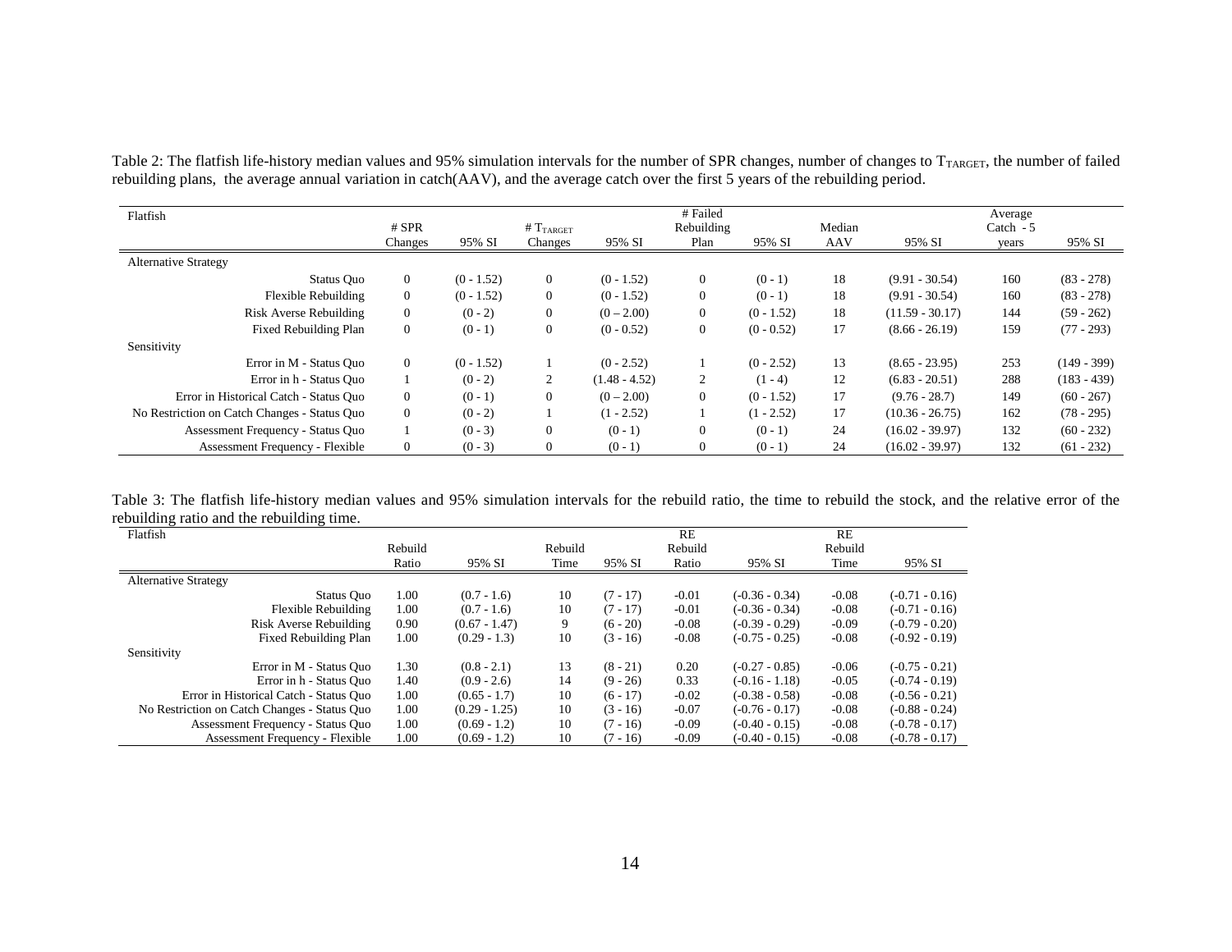Table 2: The flatfish life-history median values and 95% simulation intervals for the number of SPR changes, number of changes to $T_{TARGET}$, the number of failed rebuilding plans, the average annual variation in catch(AAV), and the average catch over the first 5 years of the rebuilding period.

| Flatfish | # SPR Changes | 95% SI | # $T_{TARGET}$ Changes | 95% SI | # Failed Rebuilding Plan | 95% SI | Median AAV | 95% SI | Average Catch - 5 years | 95% SI |
|---|---|---|---|---|---|---|---|---|---|---|
| Alternative Strategy | | | | | | | | | | |
| Status Quo | 0 | (0 - 1.52) | 0 | (0 - 1.52) | 0 | (0 - 1) | 18 | (9.91 - 30.54) | 160 | (83 - 278) |
| Flexible Rebuilding | 0 | (0 - 1.52) | 0 | (0 - 1.52) | 0 | (0 - 1) | 18 | (9.91 - 30.54) | 160 | (83 - 278) |
| Risk Averse Rebuilding | 0 | (0 - 2) | 0 | (0 – 2.00) | 0 | (0 - 1.52) | 18 | (11.59 - 30.17) | 144 | (59 - 262) |
| Fixed Rebuilding Plan | 0 | (0 - 1) | 0 | (0 - 0.52) | 0 | (0 - 0.52) | 17 | (8.66 - 26.19) | 159 | (77 - 293) |
| Sensitivity | | | | | | | | | | |
| Error in M - Status Quo | 0 | (0 - 1.52) | 1 | (0 - 2.52) | 1 | (0 - 2.52) | 13 | (8.65 - 23.95) | 253 | (149 - 399) |
| Error in h - Status Quo | 1 | (0 - 2) | 2 | (1.48 - 4.52) | 2 | (1 - 4) | 12 | (6.83 - 20.51) | 288 | (183 - 439) |
| Error in Historical Catch - Status Quo | 0 | (0 - 1) | 0 | (0 – 2.00) | 0 | (0 - 1.52) | 17 | (9.76 - 28.7) | 149 | (60 - 267) |
| No Restriction on Catch Changes - Status Quo | 0 | (0 - 2) | 1 | (1 - 2.52) | 1 | (1 - 2.52) | 17 | (10.36 - 26.75) | 162 | (78 - 295) |
| Assessment Frequency - Status Quo | 1 | (0 - 3) | 0 | (0 - 1) | 0 | (0 - 1) | 24 | (16.02 - 39.97) | 132 | (60 - 232) |
| Assessment Frequency - Flexible | 0 | (0 - 3) | 0 | (0 - 1) | 0 | (0 - 1) | 24 | (16.02 - 39.97) | 132 | (61 - 232) |

Table 3: The flatfish life-history median values and 95% simulation intervals for the rebuild ratio, the time to rebuild the stock, and the relative error of the rebuilding ratio and the rebuilding time.

| Flatfish | Rebuild Ratio | 95% SI | Rebuild Time | 95% SI | RE Rebuild Ratio | 95% SI | RE Rebuild Time | 95% SI |
|---|---|---|---|---|---|---|---|---|
| Alternative Strategy | | | | | | | | |
| Status Quo | 1.00 | (0.7 - 1.6) | 10 | (7 - 17) | -0.01 | (-0.36 - 0.34) | -0.08 | (-0.71 - 0.16) |
| Flexible Rebuilding | 1.00 | (0.7 - 1.6) | 10 | (7 - 17) | -0.01 | (-0.36 - 0.34) | -0.08 | (-0.71 - 0.16) |
| Risk Averse Rebuilding | 0.90 | (0.67 - 1.47) | 9 | (6 - 20) | -0.08 | (-0.39 - 0.29) | -0.09 | (-0.79 - 0.20) |
| Fixed Rebuilding Plan | 1.00 | (0.29 - 1.3) | 10 | (3 - 16) | -0.08 | (-0.75 - 0.25) | -0.08 | (-0.92 - 0.19) |
| Sensitivity | | | | | | | | |
| Error in M - Status Quo | 1.30 | (0.8 - 2.1) | 13 | (8 - 21) | 0.20 | (-0.27 - 0.85) | -0.06 | (-0.75 - 0.21) |
| Error in h - Status Quo | 1.40 | (0.9 - 2.6) | 14 | (9 - 26) | 0.33 | (-0.16 - 1.18) | -0.05 | (-0.74 - 0.19) |
| Error in Historical Catch - Status Quo | 1.00 | (0.65 - 1.7) | 10 | (6 - 17) | -0.02 | (-0.38 - 0.58) | -0.08 | (-0.56 - 0.21) |
| No Restriction on Catch Changes - Status Quo | 1.00 | (0.29 - 1.25) | 10 | (3 - 16) | -0.07 | (-0.76 - 0.17) | -0.08 | (-0.88 - 0.24) |
| Assessment Frequency - Status Quo | 1.00 | (0.69 - 1.2) | 10 | (7 - 16) | -0.09 | (-0.40 - 0.15) | -0.08 | (-0.78 - 0.17) |
| Assessment Frequency - Flexible | 1.00 | (0.69 - 1.2) | 10 | (7 - 16) | -0.09 | (-0.40 - 0.15) | -0.08 | (-0.78 - 0.17) |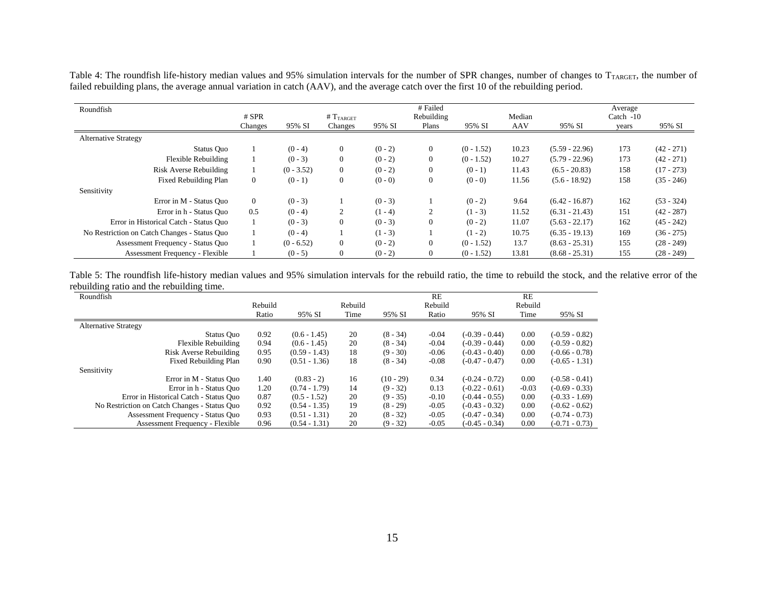Table 4: The roundfish life-history median values and 95% simulation intervals for the number of SPR changes, number of changes to $T_{TARGET}$, the number of failed rebuilding plans, the average annual variation in catch (AAV), and the average catch over the first 10 of the rebuilding period.

| Roundfish | # SPR Changes | 95% SI | # $T_{TARGET}$ Changes | 95% SI | # Failed Rebuilding Plans | 95% SI | Median AAV | 95% SI | Average Catch -10 years | 95% SI |
|---|---|---|---|---|---|---|---|---|---|---|
| Alternative Strategy | | | | | | | | | | |
| Status Quo | 1 | (0 - 4) | 0 | (0 - 2) | 0 | (0 - 1.52) | 10.23 | (5.59 - 22.96) | 173 | (42 - 271) |
| Flexible Rebuilding | 1 | (0 - 3) | 0 | (0 - 2) | 0 | (0 - 1.52) | 10.27 | (5.79 - 22.96) | 173 | (42 - 271) |
| Risk Averse Rebuilding | 1 | (0 - 3.52) | 0 | (0 - 2) | 0 | (0 - 1) | 11.43 | (6.5 - 20.83) | 158 | (17 - 273) |
| Fixed Rebuilding Plan | 0 | (0 - 1) | 0 | (0 - 0) | 0 | (0 - 0) | 11.56 | (5.6 - 18.92) | 158 | (35 - 246) |
| Sensitivity | | | | | | | | | | |
| Error in M - Status Quo | 0 | (0 - 3) | 1 | (0 - 3) | 1 | (0 - 2) | 9.64 | (6.42 - 16.87) | 162 | (53 - 324) |
| Error in h - Status Quo | 0.5 | (0 - 4) | 2 | (1 - 4) | 2 | (1 - 3) | 11.52 | (6.31 - 21.43) | 151 | (42 - 287) |
| Error in Historical Catch - Status Quo | 1 | (0 - 3) | 0 | (0 - 3) | 0 | (0 - 2) | 11.07 | (5.63 - 22.17) | 162 | (45 - 242) |
| No Restriction on Catch Changes - Status Quo | 1 | (0 - 4) | 1 | (1 - 3) | 1 | (1 - 2) | 10.75 | (6.35 - 19.13) | 169 | (36 - 275) |
| Assessment Frequency - Status Quo | 1 | (0 - 6.52) | 0 | (0 - 2) | 0 | (0 - 1.52) | 13.7 | (8.63 - 25.31) | 155 | (28 - 249) |
| Assessment Frequency - Flexible | 1 | (0 - 5) | 0 | (0 - 2) | 0 | (0 - 1.52) | 13.81 | (8.68 - 25.31) | 155 | (28 - 249) |

Table 5: The roundfish life-history median values and 95% simulation intervals for the rebuild ratio, the time to rebuild the stock, and the relative error of the rebuilding ratio and the rebuilding time.

| Roundfish | Rebuild Ratio | 95% SI | Rebuild Time | 95% SI | RE Rebuild Ratio | 95% SI | RE Rebuild Time | 95% SI |
|---|---|---|---|---|---|---|---|---|
| Alternative Strategy | | | | | | | | |
| Status Quo | 0.92 | (0.6 - 1.45) | 20 | (8 - 34) | -0.04 | (-0.39 - 0.44) | 0.00 | (-0.59 - 0.82) |
| Flexible Rebuilding | 0.94 | (0.6 - 1.45) | 20 | (8 - 34) | -0.04 | (-0.39 - 0.44) | 0.00 | (-0.59 - 0.82) |
| Risk Averse Rebuilding | 0.95 | (0.59 - 1.43) | 18 | (9 - 30) | -0.06 | (-0.43 - 0.40) | 0.00 | (-0.66 - 0.78) |
| Fixed Rebuilding Plan | 0.90 | (0.51 - 1.36) | 18 | (8 - 34) | -0.08 | (-0.47 - 0.47) | 0.00 | (-0.65 - 1.31) |
| Sensitivity | | | | | | | | |
| Error in M - Status Quo | 1.40 | (0.83 - 2) | 16 | (10 - 29) | 0.34 | (-0.24 - 0.72) | 0.00 | (-0.58 - 0.41) |
| Error in h - Status Quo | 1.20 | (0.74 - 1.79) | 14 | (9 - 32) | 0.13 | (-0.22 - 0.61) | -0.03 | (-0.69 - 0.33) |
| Error in Historical Catch - Status Quo | 0.87 | (0.5 - 1.52) | 20 | (9 - 35) | -0.10 | (-0.44 - 0.55) | 0.00 | (-0.33 - 1.69) |
| No Restriction on Catch Changes - Status Quo | 0.92 | (0.54 - 1.35) | 19 | (8 - 29) | -0.05 | (-0.43 - 0.32) | 0.00 | (-0.62 - 0.62) |
| Assessment Frequency - Status Quo | 0.93 | (0.51 - 1.31) | 20 | (8 - 32) | -0.05 | (-0.47 - 0.34) | 0.00 | (-0.74 - 0.73) |
| Assessment Frequency - Flexible | 0.96 | (0.54 - 1.31) | 20 | (9 - 32) | -0.05 | (-0.45 - 0.34) | 0.00 | (-0.71 - 0.73) |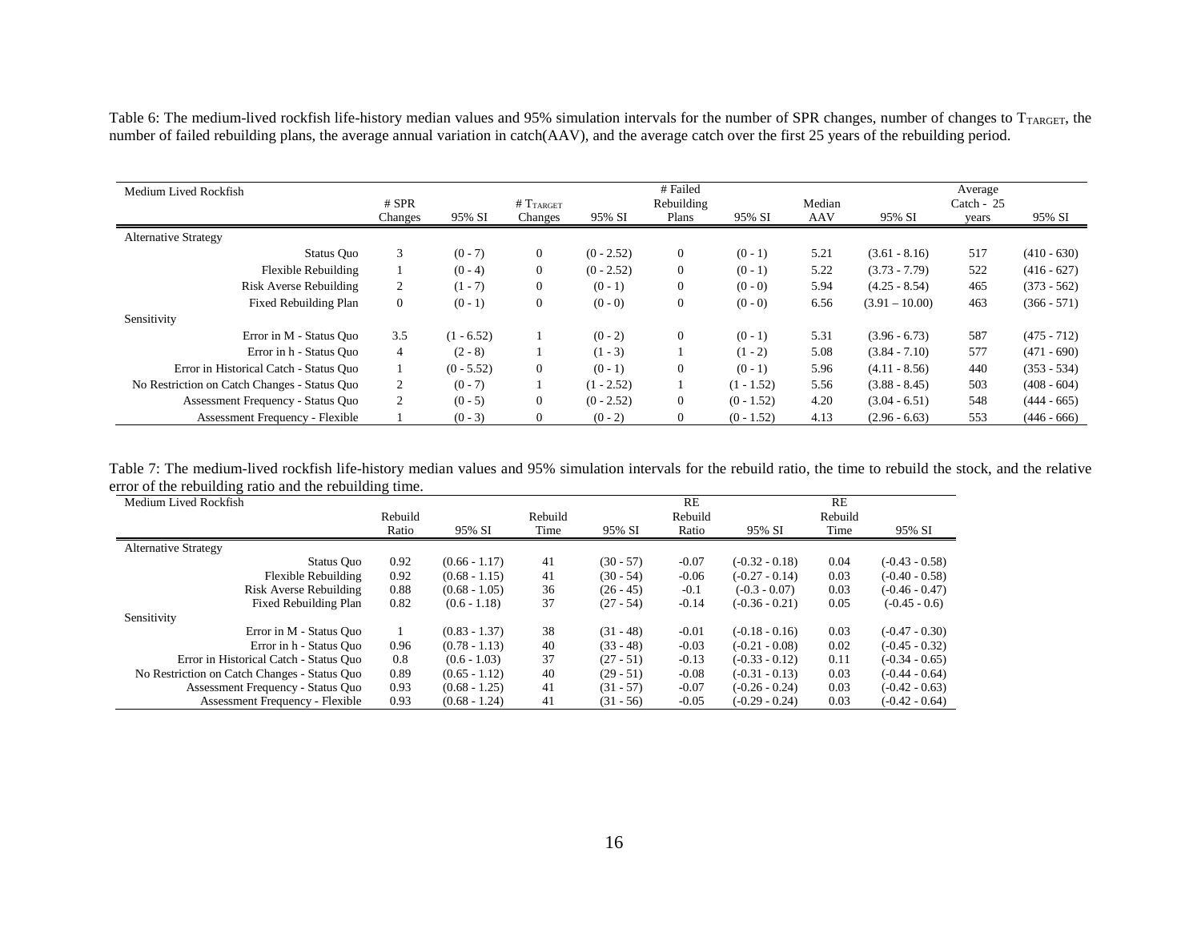Table 6: The medium-lived rockfish life-history median values and 95% simulation intervals for the number of SPR changes, number of changes to $T_{TARGET}$, the number of failed rebuilding plans, the average annual variation in catch(AAV), and the average catch over the first 25 years of the rebuilding period.

| Medium Lived Rockfish | # SPR Changes | 95% SI | # $T_{TARGET}$ Changes | 95% SI | # Failed Rebuilding Plans | 95% SI | Median AAV | 95% SI | Average Catch - 25 years | 95% SI |
|---|---|---|---|---|---|---|---|---|---|---|
| Alternative Strategy | | | | | | | | | | |
| Status Quo | 3 | (0 - 7) | 0 | (0 - 2.52) | 0 | (0 - 1) | 5.21 | (3.61 - 8.16) | 517 | (410 - 630) |
| Flexible Rebuilding | 1 | (0 - 4) | 0 | (0 - 2.52) | 0 | (0 - 1) | 5.22 | (3.73 - 7.79) | 522 | (416 - 627) |
| Risk Averse Rebuilding | 2 | (1 - 7) | 0 | (0 - 1) | 0 | (0 - 0) | 5.94 | (4.25 - 8.54) | 465 | (373 - 562) |
| Fixed Rebuilding Plan | 0 | (0 - 1) | 0 | (0 - 0) | 0 | (0 - 0) | 6.56 | (3.91 – 10.00) | 463 | (366 - 571) |
| Sensitivity | | | | | | | | | | |
| Error in M - Status Quo | 3.5 | (1 - 6.52) | 1 | (0 - 2) | 0 | (0 - 1) | 5.31 | (3.96 - 6.73) | 587 | (475 - 712) |
| Error in h - Status Quo | 4 | (2 - 8) | 1 | (1 - 3) | 1 | (1 - 2) | 5.08 | (3.84 - 7.10) | 577 | (471 - 690) |
| Error in Historical Catch - Status Quo | 1 | (0 - 5.52) | 0 | (0 - 1) | 0 | (0 - 1) | 5.96 | (4.11 - 8.56) | 440 | (353 - 534) |
| No Restriction on Catch Changes - Status Quo | 2 | (0 - 7) | 1 | (1 - 2.52) | 1 | (1 - 1.52) | 5.56 | (3.88 - 8.45) | 503 | (408 - 604) |
| Assessment Frequency - Status Quo | 2 | (0 - 5) | 0 | (0 - 2.52) | 0 | (0 - 1.52) | 4.20 | (3.04 - 6.51) | 548 | (444 - 665) |
| Assessment Frequency - Flexible | 1 | (0 - 3) | 0 | (0 - 2) | 0 | (0 - 1.52) | 4.13 | (2.96 - 6.63) | 553 | (446 - 666) |

Table 7: The medium-lived rockfish life-history median values and 95% simulation intervals for the rebuild ratio, the time to rebuild the stock, and the relative error of the rebuilding ratio and the rebuilding time.

| Medium Lived Rockfish | Rebuild Ratio | 95% SI | Rebuild Time | 95% SI | RE Rebuild Ratio | 95% SI | RE Rebuild Time | 95% SI |
|---|---|---|---|---|---|---|---|---|
| Alternative Strategy | | | | | | | | |
| Status Quo | 0.92 | (0.66 - 1.17) | 41 | (30 - 57) | -0.07 | (-0.32 - 0.18) | 0.04 | (-0.43 - 0.58) |
| Flexible Rebuilding | 0.92 | (0.68 - 1.15) | 41 | (30 - 54) | -0.06 | (-0.27 - 0.14) | 0.03 | (-0.40 - 0.58) |
| Risk Averse Rebuilding | 0.88 | (0.68 - 1.05) | 36 | (26 - 45) | -0.1 | (-0.3 - 0.07) | 0.03 | (-0.46 - 0.47) |
| Fixed Rebuilding Plan | 0.82 | (0.6 - 1.18) | 37 | (27 - 54) | -0.14 | (-0.36 - 0.21) | 0.05 | (-0.45 - 0.6) |
| Sensitivity | | | | | | | | |
| Error in M - Status Quo | 1 | (0.83 - 1.37) | 38 | (31 - 48) | -0.01 | (-0.18 - 0.16) | 0.03 | (-0.47 - 0.30) |
| Error in h - Status Quo | 0.96 | (0.78 - 1.13) | 40 | (33 - 48) | -0.03 | (-0.21 - 0.08) | 0.02 | (-0.45 - 0.32) |
| Error in Historical Catch - Status Quo | 0.8 | (0.6 - 1.03) | 37 | (27 - 51) | -0.13 | (-0.33 - 0.12) | 0.11 | (-0.34 - 0.65) |
| No Restriction on Catch Changes - Status Quo | 0.89 | (0.65 - 1.12) | 40 | (29 - 51) | -0.08 | (-0.31 - 0.13) | 0.03 | (-0.44 - 0.64) |
| Assessment Frequency - Status Quo | 0.93 | (0.68 - 1.25) | 41 | (31 - 57) | -0.07 | (-0.26 - 0.24) | 0.03 | (-0.42 - 0.63) |
| Assessment Frequency - Flexible | 0.93 | (0.68 - 1.24) | 41 | (31 - 56) | -0.05 | (-0.29 - 0.24) | 0.03 | (-0.42 - 0.64) |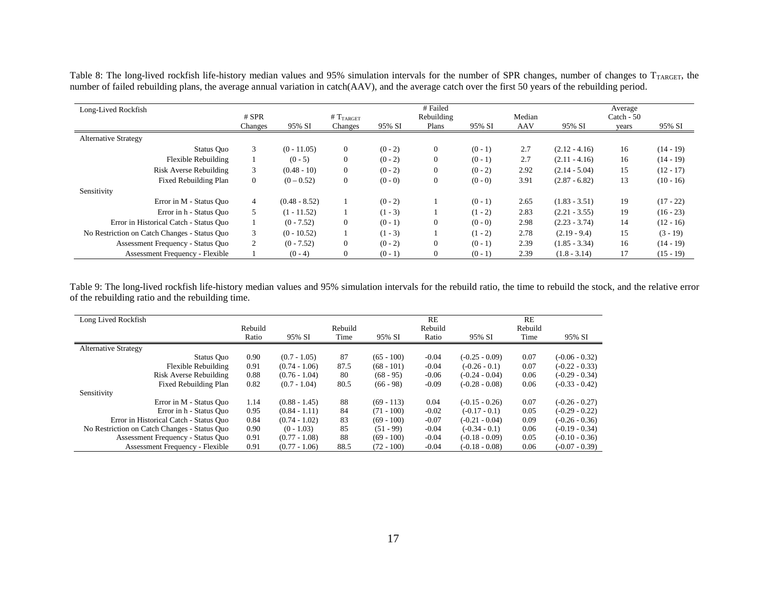Table 8: The long-lived rockfish life-history median values and 95% simulation intervals for the number of SPR changes, number of changes to $T_{TARGET}$, the number of failed rebuilding plans, the average annual variation in catch(AAV), and the average catch over the first 50 years of the rebuilding period.

| Long-Lived Rockfish | # SPR Changes | 95% SI | # $T_{TARGET}$ Changes | 95% SI | # Failed Rebuilding Plans | 95% SI | Median AAV | 95% SI | Average Catch - 50 years | 95% SI |
|---|---|---|---|---|---|---|---|---|---|---|
| Alternative Strategy | | | | | | | | | | |
| Status Quo | 3 | (0 - 11.05) | 0 | (0 - 2) | 0 | (0 - 1) | 2.7 | (2.12 - 4.16) | 16 | (14 - 19) |
| Flexible Rebuilding | 1 | (0 - 5) | 0 | (0 - 2) | 0 | (0 - 1) | 2.7 | (2.11 - 4.16) | 16 | (14 - 19) |
| Risk Averse Rebuilding | 3 | (0.48 - 10) | 0 | (0 - 2) | 0 | (0 - 2) | 2.92 | (2.14 - 5.04) | 15 | (12 - 17) |
| Fixed Rebuilding Plan | 0 | (0 – 0.52) | 0 | (0 - 0) | 0 | (0 - 0) | 3.91 | (2.87 - 6.82) | 13 | (10 - 16) |
| Sensitivity | | | | | | | | | | |
| Error in M - Status Quo | 4 | (0.48 - 8.52) | 1 | (0 - 2) | 1 | (0 - 1) | 2.65 | (1.83 - 3.51) | 19 | (17 - 22) |
| Error in h - Status Quo | 5 | (1 - 11.52) | 1 | (1 - 3) | 1 | (1 - 2) | 2.83 | (2.21 - 3.55) | 19 | (16 - 23) |
| Error in Historical Catch - Status Quo | 1 | (0 - 7.52) | 0 | (0 - 1) | 0 | (0 - 0) | 2.98 | (2.23 - 3.74) | 14 | (12 - 16) |
| No Restriction on Catch Changes - Status Quo | 3 | (0 - 10.52) | 1 | (1 - 3) | 1 | (1 - 2) | 2.78 | (2.19 - 9.4) | 15 | (3 - 19) |
| Assessment Frequency - Status Quo | 2 | (0 - 7.52) | 0 | (0 - 2) | 0 | (0 - 1) | 2.39 | (1.85 - 3.34) | 16 | (14 - 19) |
| Assessment Frequency - Flexible | 1 | (0 - 4) | 0 | (0 - 1) | 0 | (0 - 1) | 2.39 | (1.8 - 3.14) | 17 | (15 - 19) |

Table 9: The long-lived rockfish life-history median values and 95% simulation intervals for the rebuild ratio, the time to rebuild the stock, and the relative error of the rebuilding ratio and the rebuilding time.

| Long Lived Rockfish | Rebuild Ratio | 95% SI | Rebuild Time | 95% SI | RE Rebuild Ratio | 95% SI | RE Rebuild Time | 95% SI |
|---|---|---|---|---|---|---|---|---|
| Alternative Strategy | | | | | | | | |
| Status Quo | 0.90 | (0.7 - 1.05) | 87 | (65 - 100) | -0.04 | (-0.25 - 0.09) | 0.07 | (-0.06 - 0.32) |
| Flexible Rebuilding | 0.91 | (0.74 - 1.06) | 87.5 | (68 - 101) | -0.04 | (-0.26 - 0.1) | 0.07 | (-0.22 - 0.33) |
| Risk Averse Rebuilding | 0.88 | (0.76 - 1.04) | 80 | (68 - 95) | -0.06 | (-0.24 - 0.04) | 0.06 | (-0.29 - 0.34) |
| Fixed Rebuilding Plan | 0.82 | (0.7 - 1.04) | 80.5 | (66 - 98) | -0.09 | (-0.28 - 0.08) | 0.06 | (-0.33 - 0.42) |
| Sensitivity | | | | | | | | |
| Error in M - Status Quo | 1.14 | (0.88 - 1.45) | 88 | (69 - 113) | 0.04 | (-0.15 - 0.26) | 0.07 | (-0.26 - 0.27) |
| Error in h - Status Quo | 0.95 | (0.84 - 1.11) | 84 | (71 - 100) | -0.02 | (-0.17 - 0.1) | 0.05 | (-0.29 - 0.22) |
| Error in Historical Catch - Status Quo | 0.84 | (0.74 - 1.02) | 83 | (69 - 100) | -0.07 | (-0.21 - 0.04) | 0.09 | (-0.26 - 0.36) |
| No Restriction on Catch Changes - Status Quo | 0.90 | (0 - 1.03) | 85 | (51 - 99) | -0.04 | (-0.34 - 0.1) | 0.06 | (-0.19 - 0.34) |
| Assessment Frequency - Status Quo | 0.91 | (0.77 - 1.08) | 88 | (69 - 100) | -0.04 | (-0.18 - 0.09) | 0.05 | (-0.10 - 0.36) |
| Assessment Frequency - Flexible | 0.91 | (0.77 - 1.06) | 88.5 | (72 - 100) | -0.04 | (-0.18 - 0.08) | 0.06 | (-0.07 - 0.39) |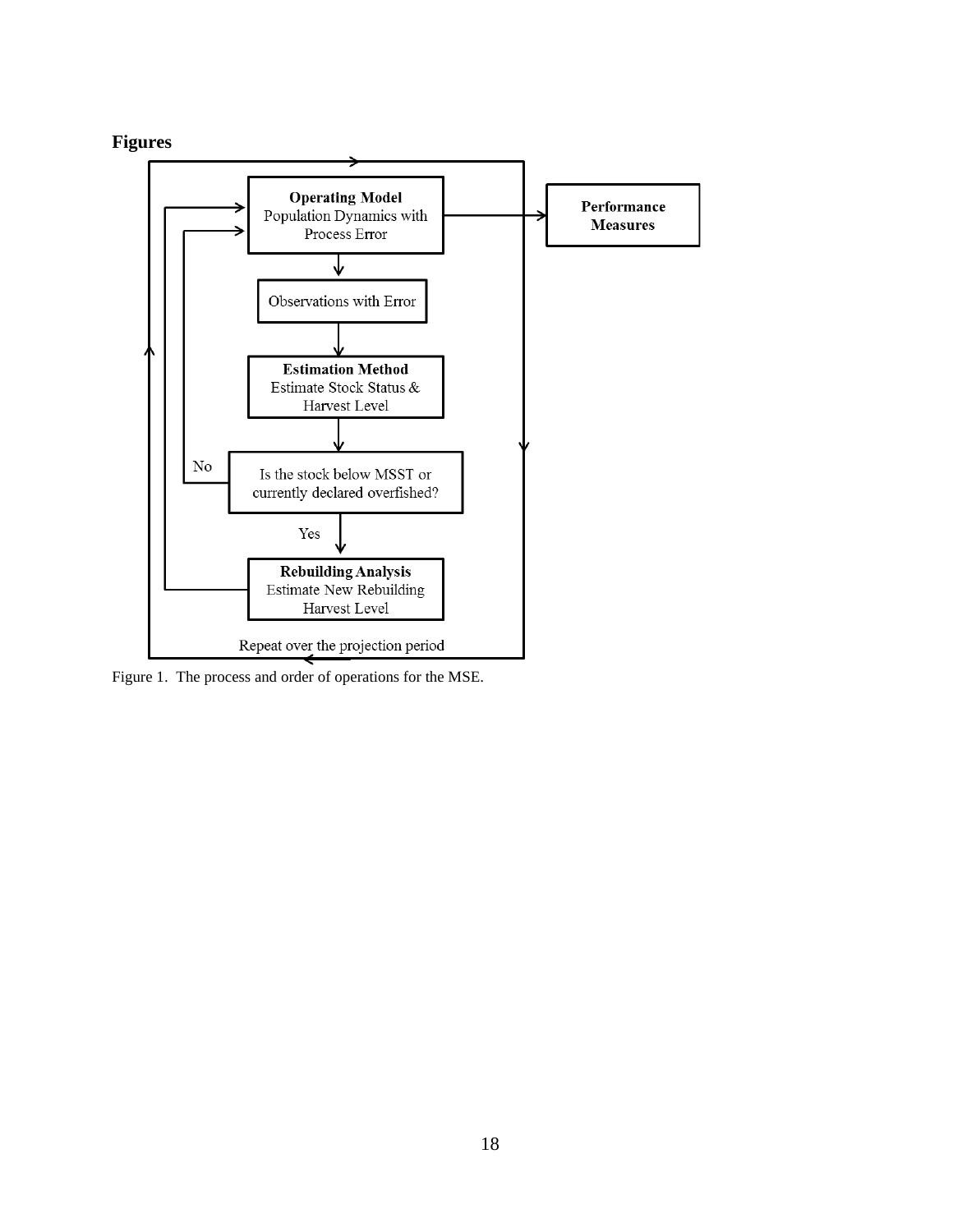## Figures

Operating Model
Population Dynamics with Process Error

Performance Measures

Observations with Error

Estimation Method
Estimate Stock Status & Harvest Level

Is the stock below MSST or currently declared overfished?

No

Yes

Rebuilding Analysis
Estimate New Rebuilding Harvest Level

Repeat over the projection period

Figure 1. The process and order of operations for the MSE.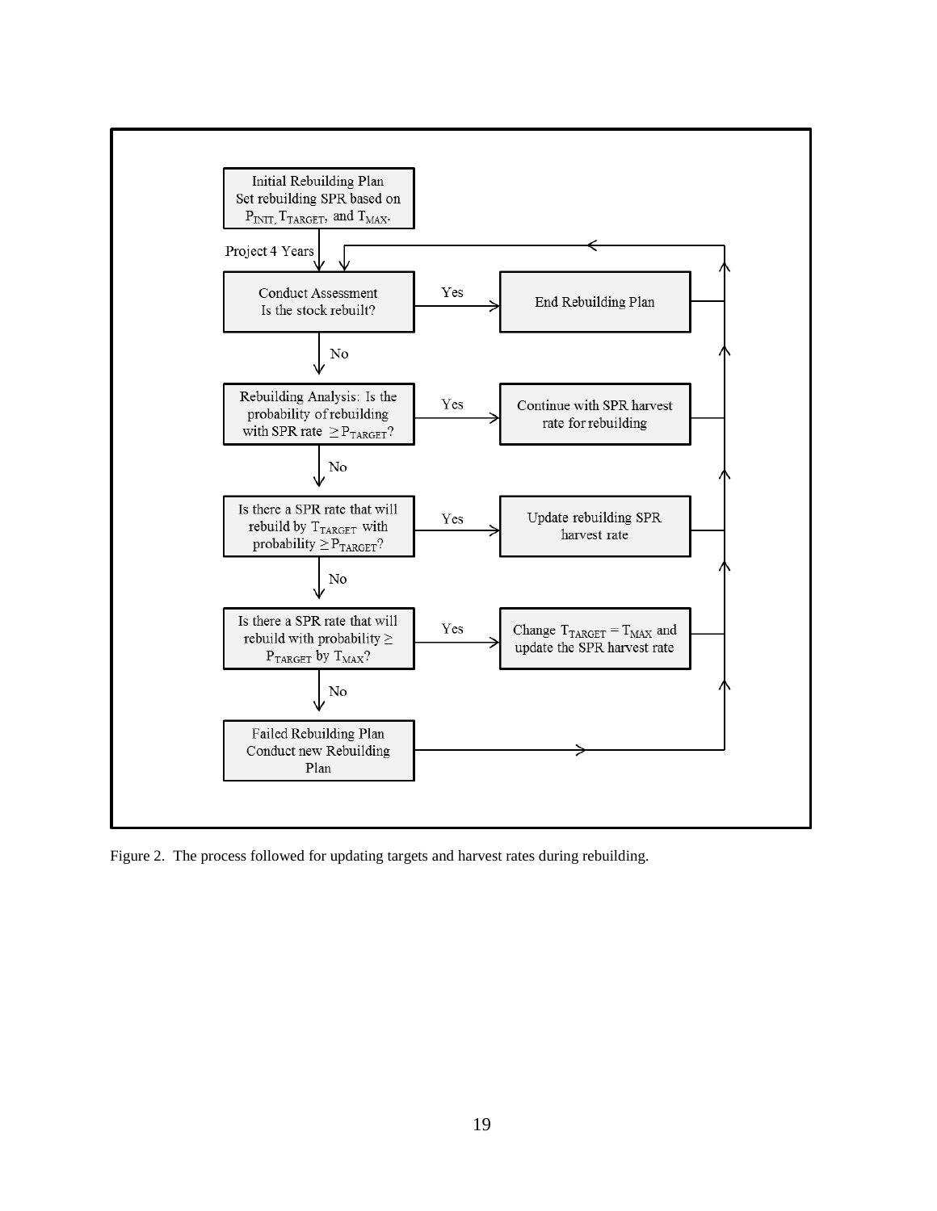Initial Rebuilding Plan
Set rebuilding SPR based on $P_{INIT}$, $T_{TARGET}$, and $T_{MAX}$.

Project 4 Years

Conduct Assessment
Is the stock rebuilt?

Yes → End Rebuilding Plan

No

Rebuilding Analysis: Is the probability of rebuilding with SPR rate $\geq P_{TARGET}$?

Yes → Continue with SPR harvest rate for rebuilding

No

Is there a SPR rate that will rebuild by $T_{TARGET}$ with probability $\geq P_{TARGET}$?

Yes → Update rebuilding SPR harvest rate

No

Is there a SPR rate that will rebuild with probability $\geq P_{TARGET}$ by $T_{MAX}$?

Yes → Change $T_{TARGET} = T_{MAX}$ and update the SPR harvest rate

No

Failed Rebuilding Plan
Conduct new Rebuilding Plan

Figure 2. The process followed for updating targets and harvest rates during rebuilding.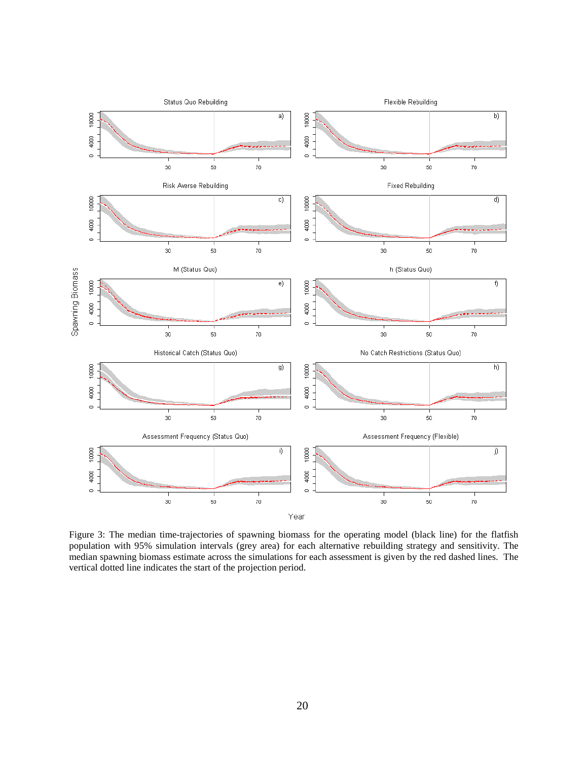Figure 3: The median time-trajectories of spawning biomass for the operating model (black line) for the flatfish population with 95% simulation intervals (grey area) for each alternative rebuilding strategy and sensitivity. The median spawning biomass estimate across the simulations for each assessment is given by the red dashed lines. The vertical dotted line indicates the start of the projection period.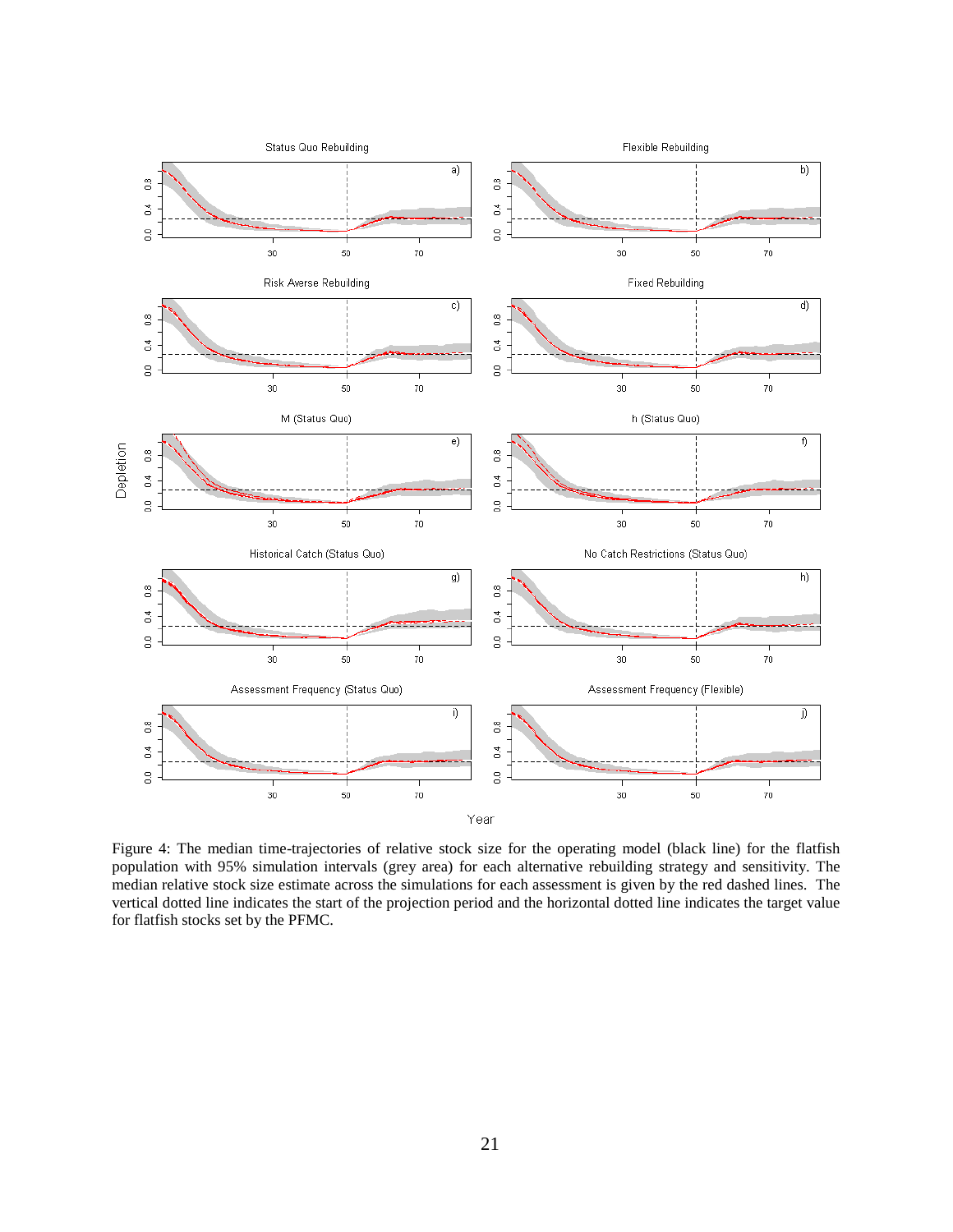Figure 4: The median time-trajectories of relative stock size for the operating model (black line) for the flatfish population with 95% simulation intervals (grey area) for each alternative rebuilding strategy and sensitivity. The median relative stock size estimate across the simulations for each assessment is given by the red dashed lines. The vertical dotted line indicates the start of the projection period and the horizontal dotted line indicates the target value for flatfish stocks set by the PFMC.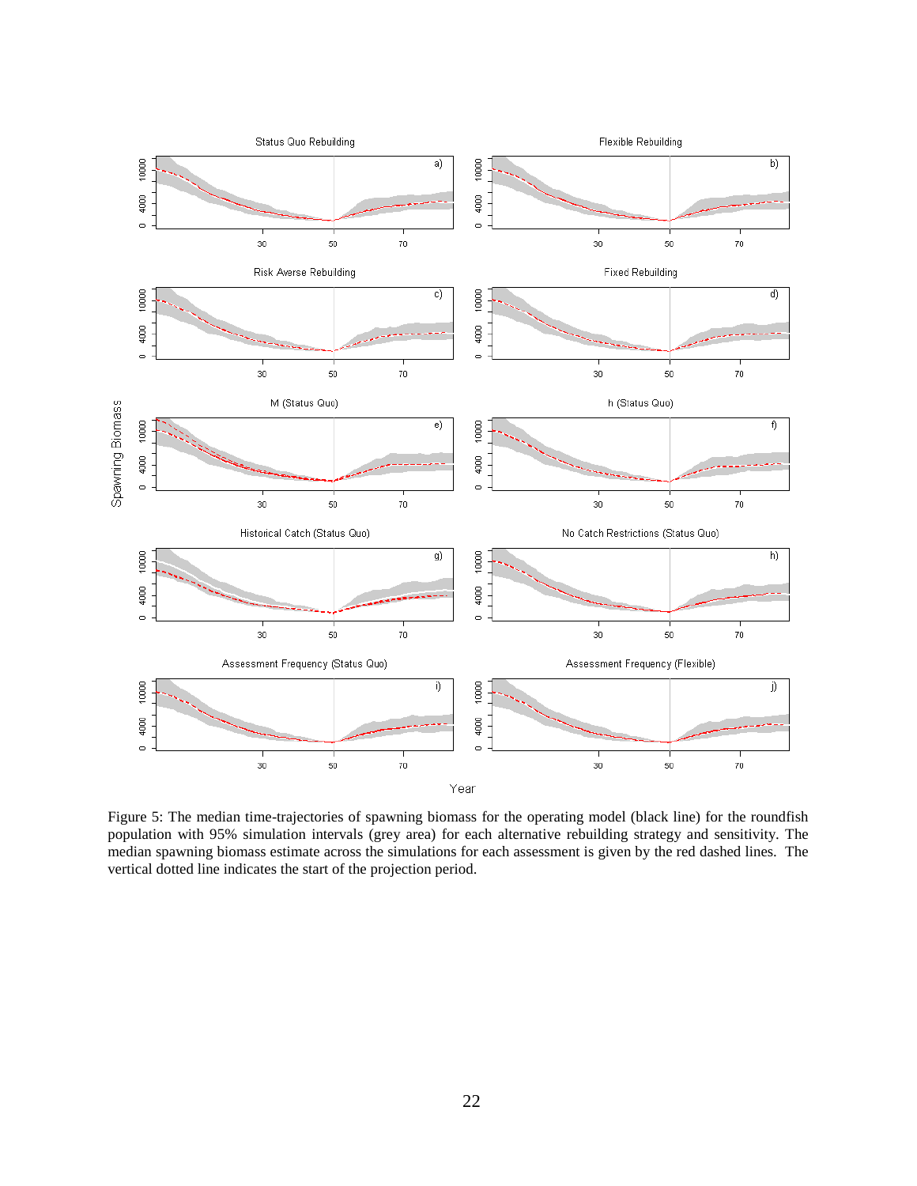Figure 5: The median time-trajectories of spawning biomass for the operating model (black line) for the roundfish population with 95% simulation intervals (grey area) for each alternative rebuilding strategy and sensitivity. The median spawning biomass estimate across the simulations for each assessment is given by the red dashed lines. The vertical dotted line indicates the start of the projection period.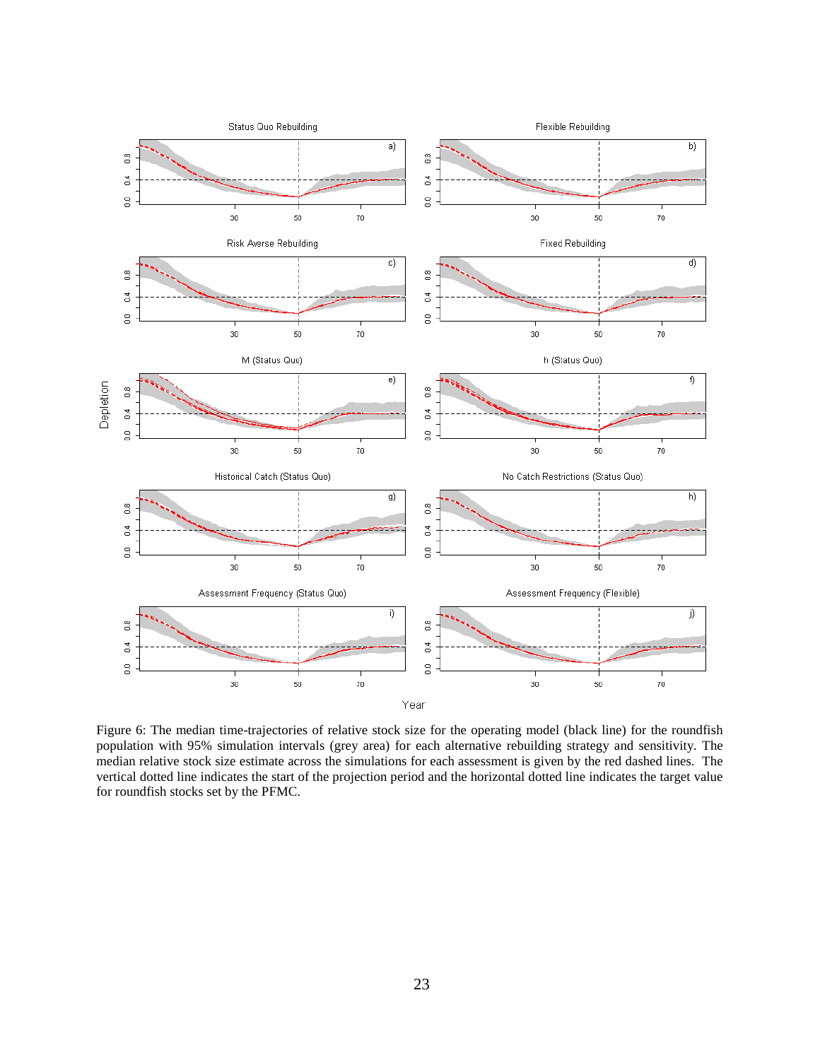Figure 6: The median time-trajectories of relative stock size for the operating model (black line) for the roundfish population with 95% simulation intervals (grey area) for each alternative rebuilding strategy and sensitivity. The median relative stock size estimate across the simulations for each assessment is given by the red dashed lines. The vertical dotted line indicates the start of the projection period and the horizontal dotted line indicates the target value for roundfish stocks set by the PFMC.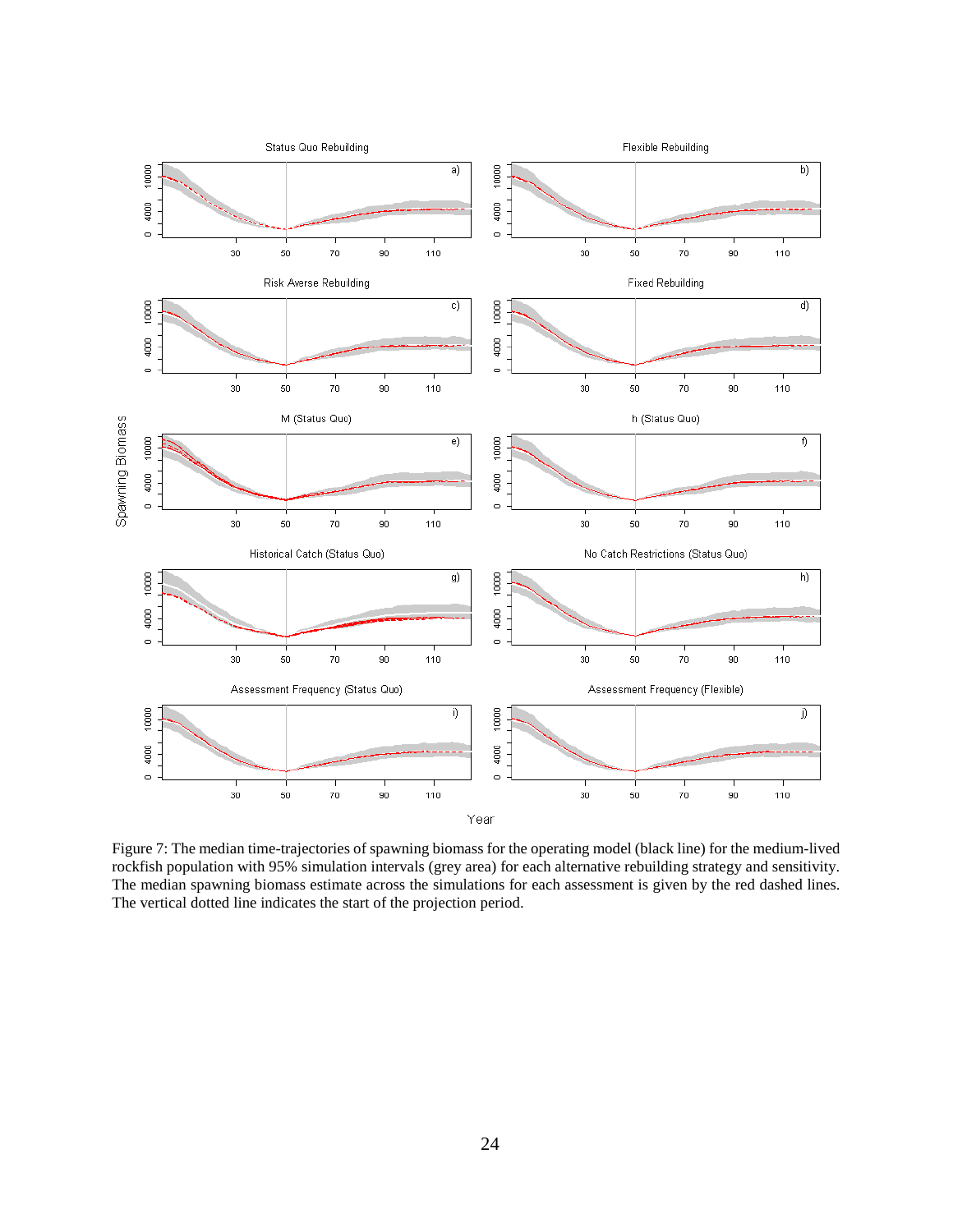Figure 7: The median time-trajectories of spawning biomass for the operating model (black line) for the medium-lived rockfish population with 95% simulation intervals (grey area) for each alternative rebuilding strategy and sensitivity. The median spawning biomass estimate across the simulations for each assessment is given by the red dashed lines. The vertical dotted line indicates the start of the projection period.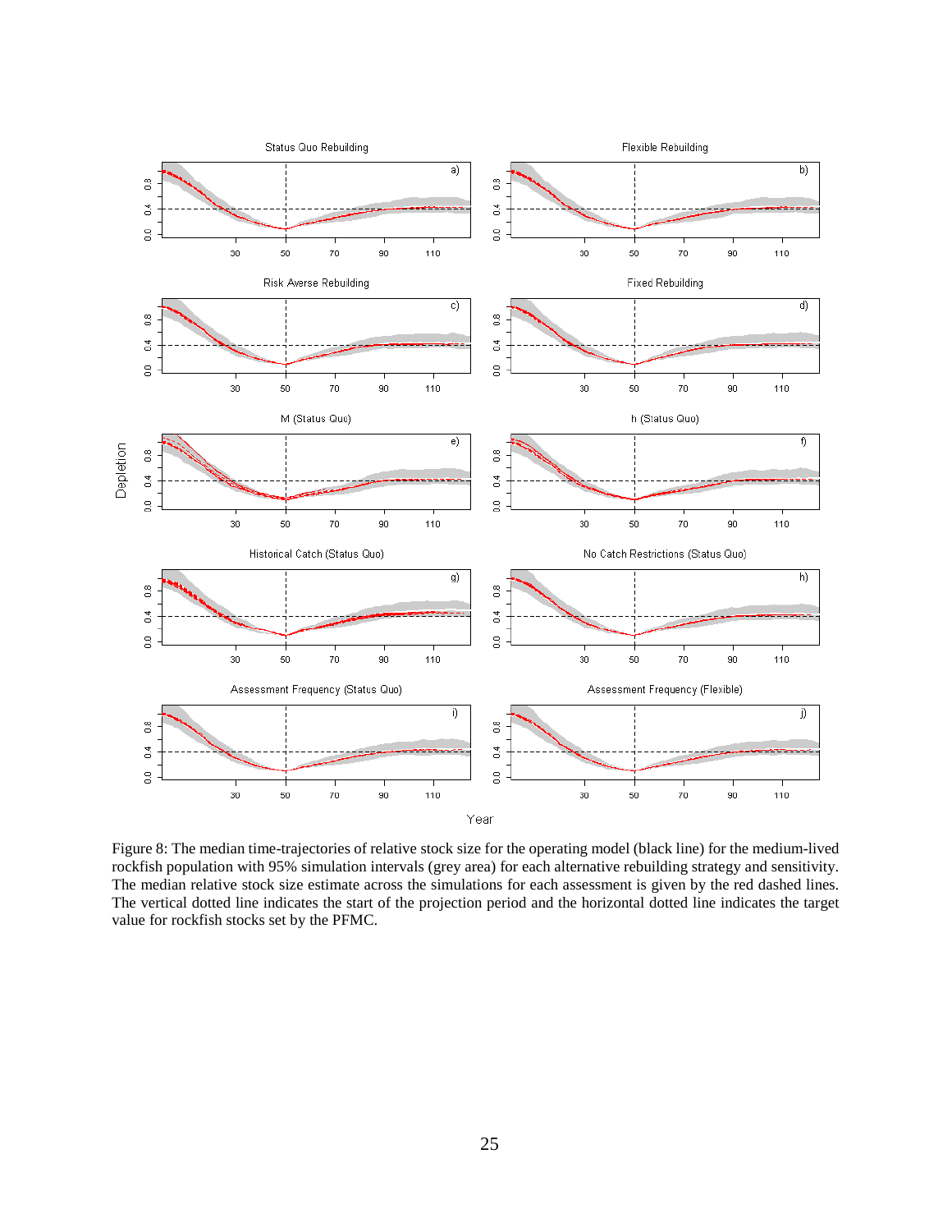Figure 8: The median time-trajectories of relative stock size for the operating model (black line) for the medium-lived rockfish population with 95% simulation intervals (grey area) for each alternative rebuilding strategy and sensitivity. The median relative stock size estimate across the simulations for each assessment is given by the red dashed lines. The vertical dotted line indicates the start of the projection period and the horizontal dotted line indicates the target value for rockfish stocks set by the PFMC.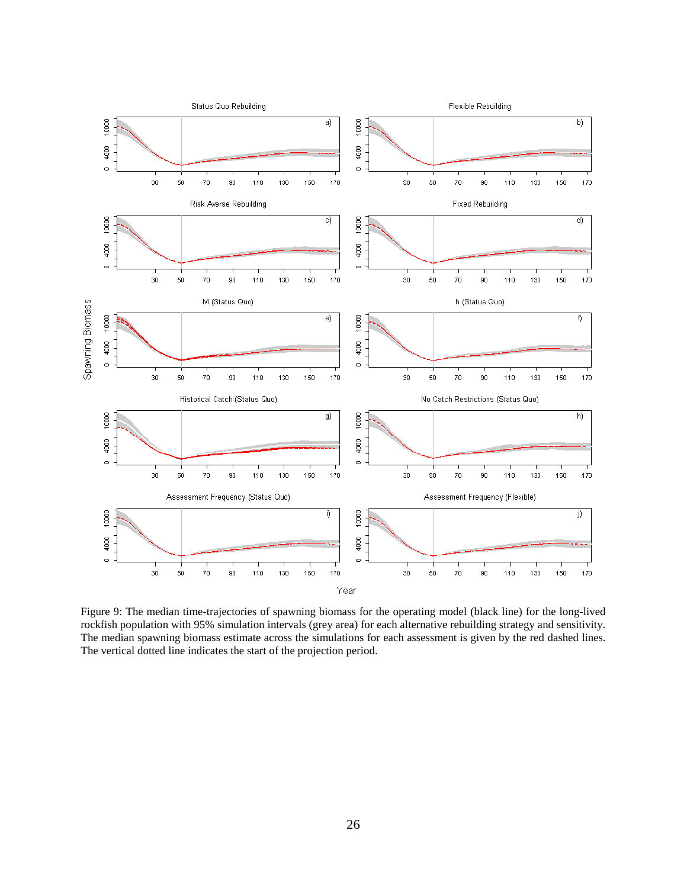Figure 9: The median time-trajectories of spawning biomass for the operating model (black line) for the long-lived rockfish population with 95% simulation intervals (grey area) for each alternative rebuilding strategy and sensitivity. The median spawning biomass estimate across the simulations for each assessment is given by the red dashed lines. The vertical dotted line indicates the start of the projection period.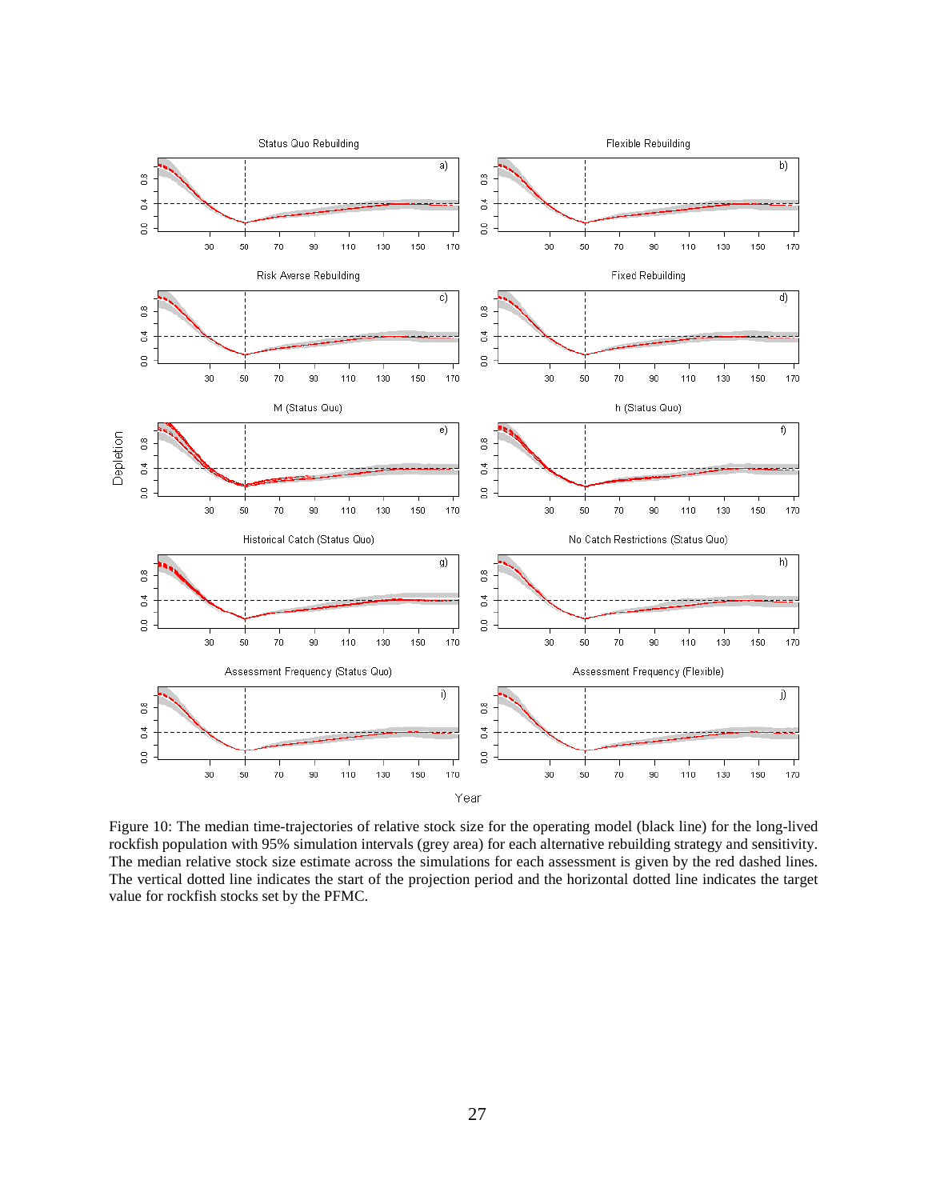Figure 10: The median time-trajectories of relative stock size for the operating model (black line) for the long-lived rockfish population with 95% simulation intervals (grey area) for each alternative rebuilding strategy and sensitivity. The median relative stock size estimate across the simulations for each assessment is given by the red dashed lines. The vertical dotted line indicates the start of the projection period and the horizontal dotted line indicates the target value for rockfish stocks set by the PFMC.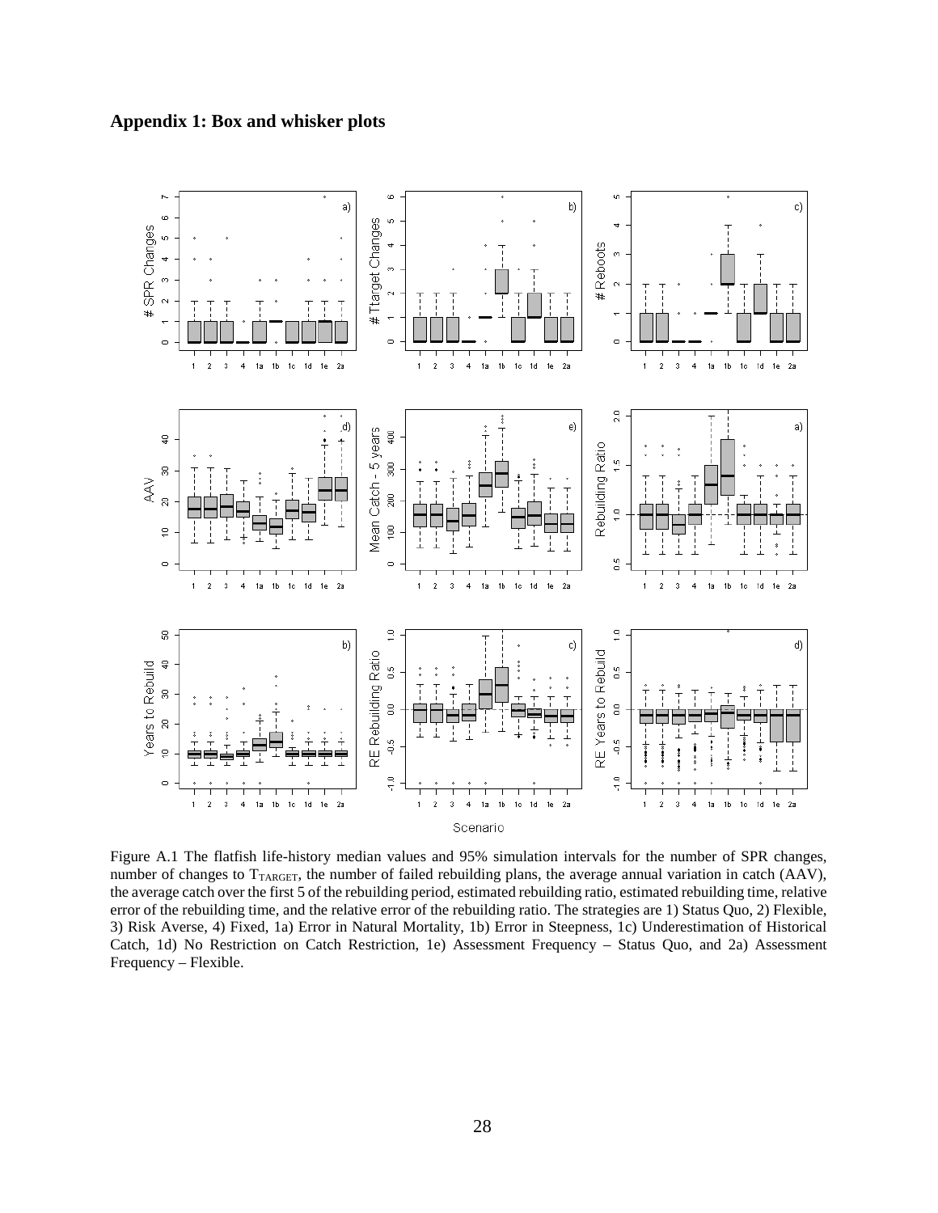## Appendix 1: Box and whisker plots

Figure A.1 The flatfish life-history median values and 95% simulation intervals for the number of SPR changes, number of changes to $T_{TARGET}$, the number of failed rebuilding plans, the average annual variation in catch (AAV), the average catch over the first 5 of the rebuilding period, estimated rebuilding ratio, estimated rebuilding time, relative error of the rebuilding time, and the relative error of the rebuilding ratio. The strategies are 1) Status Quo, 2) Flexible, 3) Risk Averse, 4) Fixed, 1a) Error in Natural Mortality, 1b) Error in Steepness, 1c) Underestimation of Historical Catch, 1d) No Restriction on Catch Restriction, 1e) Assessment Frequency – Status Quo, and 2a) Assessment Frequency – Flexible.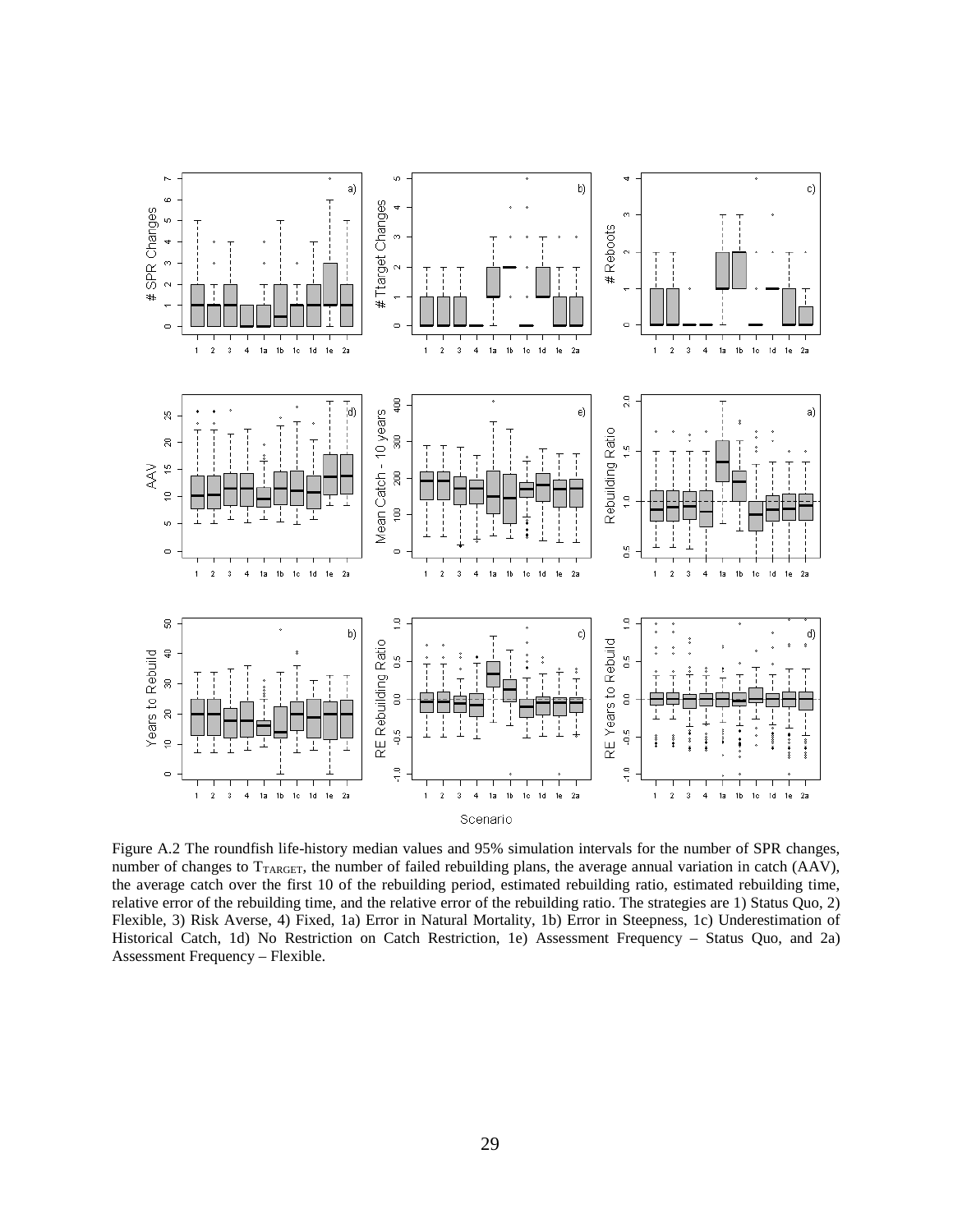Figure A.2 The roundfish life-history median values and 95% simulation intervals for the number of SPR changes, number of changes to $T_{TARGET}$, the number of failed rebuilding plans, the average annual variation in catch (AAV), the average catch over the first 10 of the rebuilding period, estimated rebuilding ratio, estimated rebuilding time, relative error of the rebuilding time, and the relative error of the rebuilding ratio. The strategies are 1) Status Quo, 2) Flexible, 3) Risk Averse, 4) Fixed, 1a) Error in Natural Mortality, 1b) Error in Steepness, 1c) Underestimation of Historical Catch, 1d) No Restriction on Catch Restriction, 1e) Assessment Frequency – Status Quo, and 2a) Assessment Frequency – Flexible.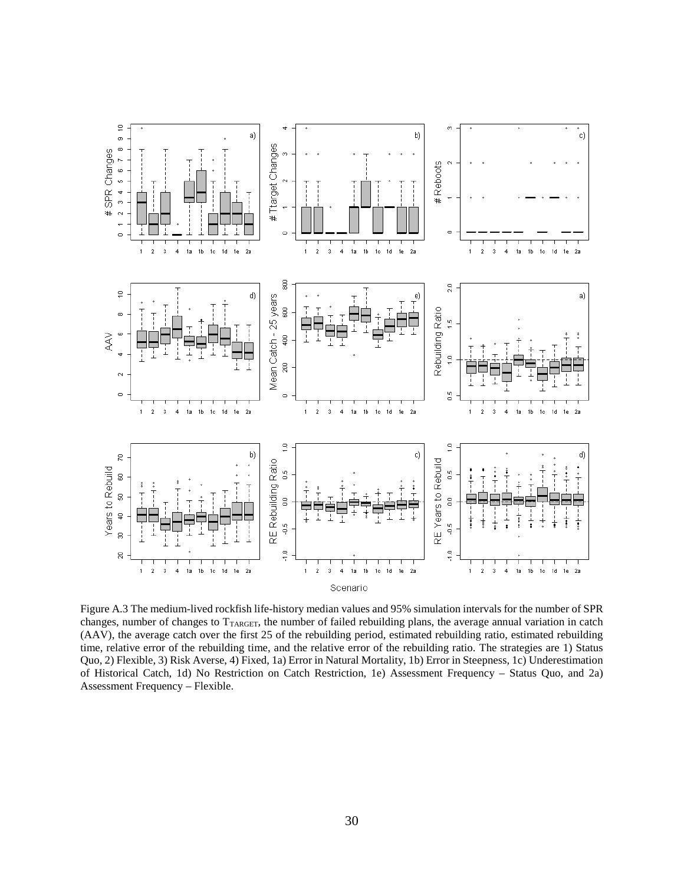Figure A.3 The medium-lived rockfish life-history median values and 95% simulation intervals for the number of SPR changes, number of changes to $T_{TARGET}$, the number of failed rebuilding plans, the average annual variation in catch (AAV), the average catch over the first 25 of the rebuilding period, estimated rebuilding ratio, estimated rebuilding time, relative error of the rebuilding time, and the relative error of the rebuilding ratio. The strategies are 1) Status Quo, 2) Flexible, 3) Risk Averse, 4) Fixed, 1a) Error in Natural Mortality, 1b) Error in Steepness, 1c) Underestimation of Historical Catch, 1d) No Restriction on Catch Restriction, 1e) Assessment Frequency – Status Quo, and 2a) Assessment Frequency – Flexible.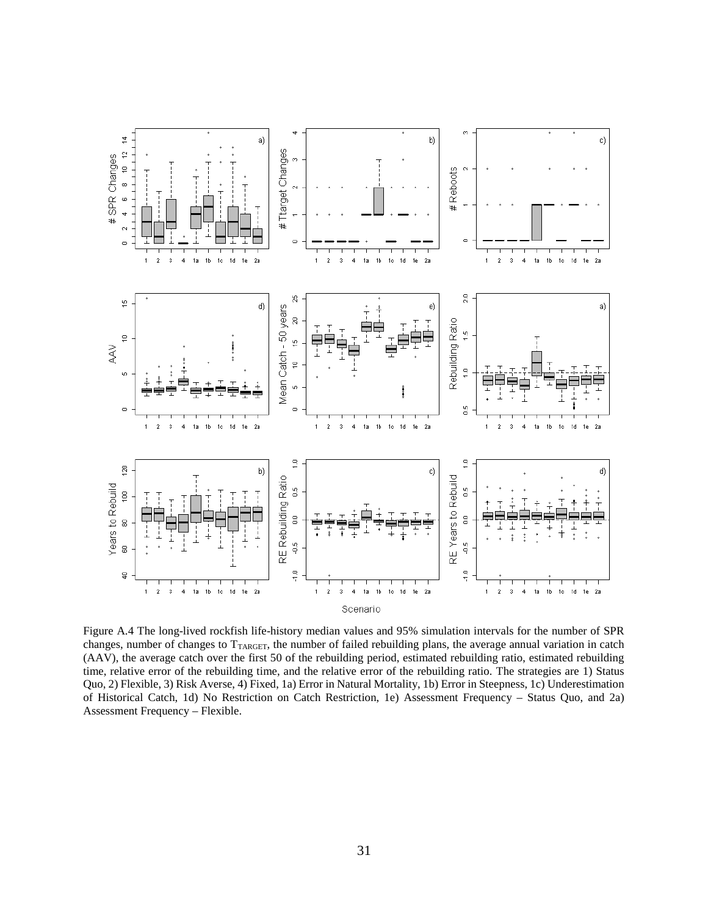\# SPR Changes
a)
0 2 4 6 8 10 12 14
1 2 3 4 1a 1b 1c 1d 1e 2a

\# Ttarget Changes
b)
0 1 2 3 4
1 2 3 4 1a 1b 1c 1d 1e 2a

\# Reboots
c)
0 1 2 3
1 2 3 4 1a 1b 1c 1d 1e 2a

AAV
d)
0 5 10 15
1 2 3 4 1a 1b 1c 1d 1e 2a

Mean Catch - 50 years
e)
0 5 10 15 20 25
1 2 3 4 1a 1b 1c 1d 1e 2a

Rebuilding Ratio
a)
0.5 1.0 1.5 2.0
1 2 3 4 1a 1b 1c 1d 1e 2a

Years to Rebuild
b)
40 60 80 100 120
1 2 3 4 1a 1b 1c 1d 1e 2a

RE Rebuilding Ratio
c)
-1.0 -0.5 0.0 0.5 1.0
1 2 3 4 1a 1b 1c 1d 1e 2a

RE Years to Rebuild
d)
-1.0 -0.5 0.0 0.5 1.0
1 2 3 4 1a 1b 1c 1d 1e 2a

Scenario

Figure A.4 The long-lived rockfish life-history median values and 95% simulation intervals for the number of SPR changes, number of changes to $T_{TARGET}$, the number of failed rebuilding plans, the average annual variation in catch (AAV), the average catch over the first 50 of the rebuilding period, estimated rebuilding ratio, estimated rebuilding time, relative error of the rebuilding time, and the relative error of the rebuilding ratio. The strategies are 1) Status Quo, 2) Flexible, 3) Risk Averse, 4) Fixed, 1a) Error in Natural Mortality, 1b) Error in Steepness, 1c) Underestimation of Historical Catch, 1d) No Restriction on Catch Restriction, 1e) Assessment Frequency – Status Quo, and 2a) Assessment Frequency – Flexible.